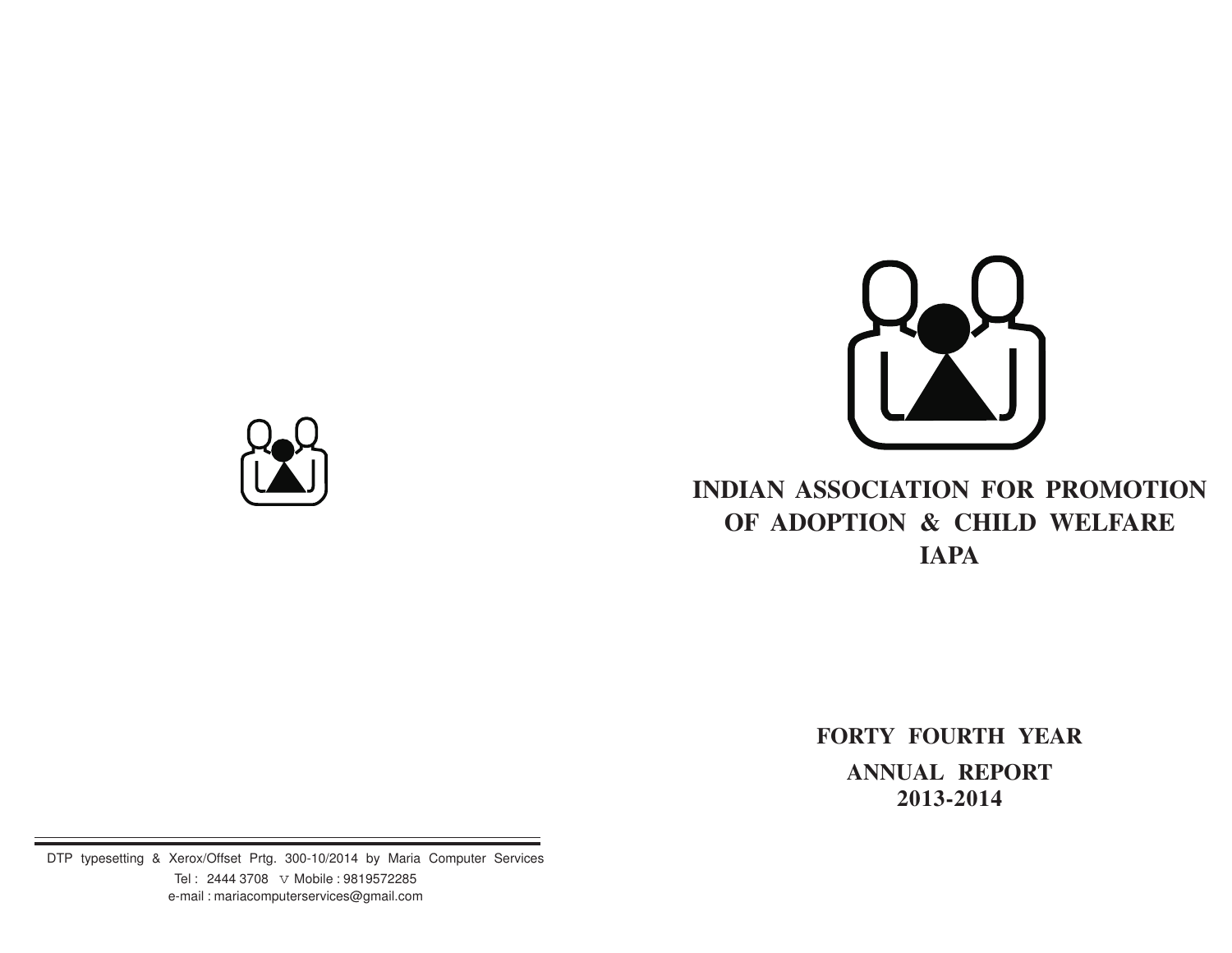# INDIAN ASSOCIATION FOR PROMOTION OF ADOPTION & CHILD WELFARE

# IAPA

## FORTY FOURTH YEAR

## ANNUAL REPORT 2013-2014

DTP typesetting & Xerox/Offset Prtg. 300-10/2014 by Maria Computer Services
Tel : 2444 3708 ∨ Mobile : 9819572285
e-mail : mariacomputerservices@gmail.com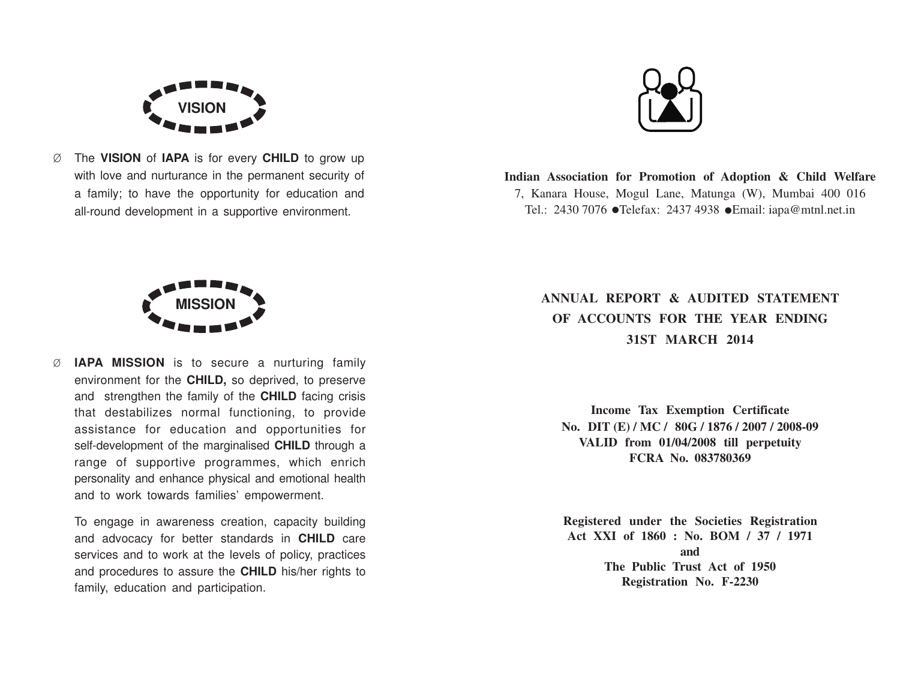## VISION

- The **VISION** of **IAPA** is for every **CHILD** to grow up with love and nurturance in the permanent security of a family; to have the opportunity for education and all-round development in a supportive environment.

## MISSION

- **IAPA MISSION** is to secure a nurturing family environment for the **CHILD,** so deprived, to preserve and strengthen the family of the **CHILD** facing crisis that destabilizes normal functioning, to provide assistance for education and opportunities for self-development of the marginalised **CHILD** through a range of supportive programmes, which enrich personality and enhance physical and emotional health and to work towards families' empowerment.

  To engage in awareness creation, capacity building and advocacy for better standards in **CHILD** care services and to work at the levels of policy, practices and procedures to assure the **CHILD** his/her rights to family, education and participation.

**Indian Association for Promotion of Adoption & Child Welfare**

7, Kanara House, Mogul Lane, Matunga (W), Mumbai 400 016

Tel.: 2430 7076 ●Telefax: 2437 4938 ●Email: iapa@mtnl.net.in

# ANNUAL REPORT & AUDITED STATEMENT OF ACCOUNTS FOR THE YEAR ENDING 31ST MARCH 2014

**Income Tax Exemption Certificate**
**No. DIT (E) / MC / 80G / 1876 / 2007 / 2008-09**
**VALID from 01/04/2008 till perpetuity**
**FCRA No. 083780369**

**Registered under the Societies Registration Act XXI of 1860 : No. BOM / 37 / 1971**
**and**
**The Public Trust Act of 1950**
**Registration No. F-2230**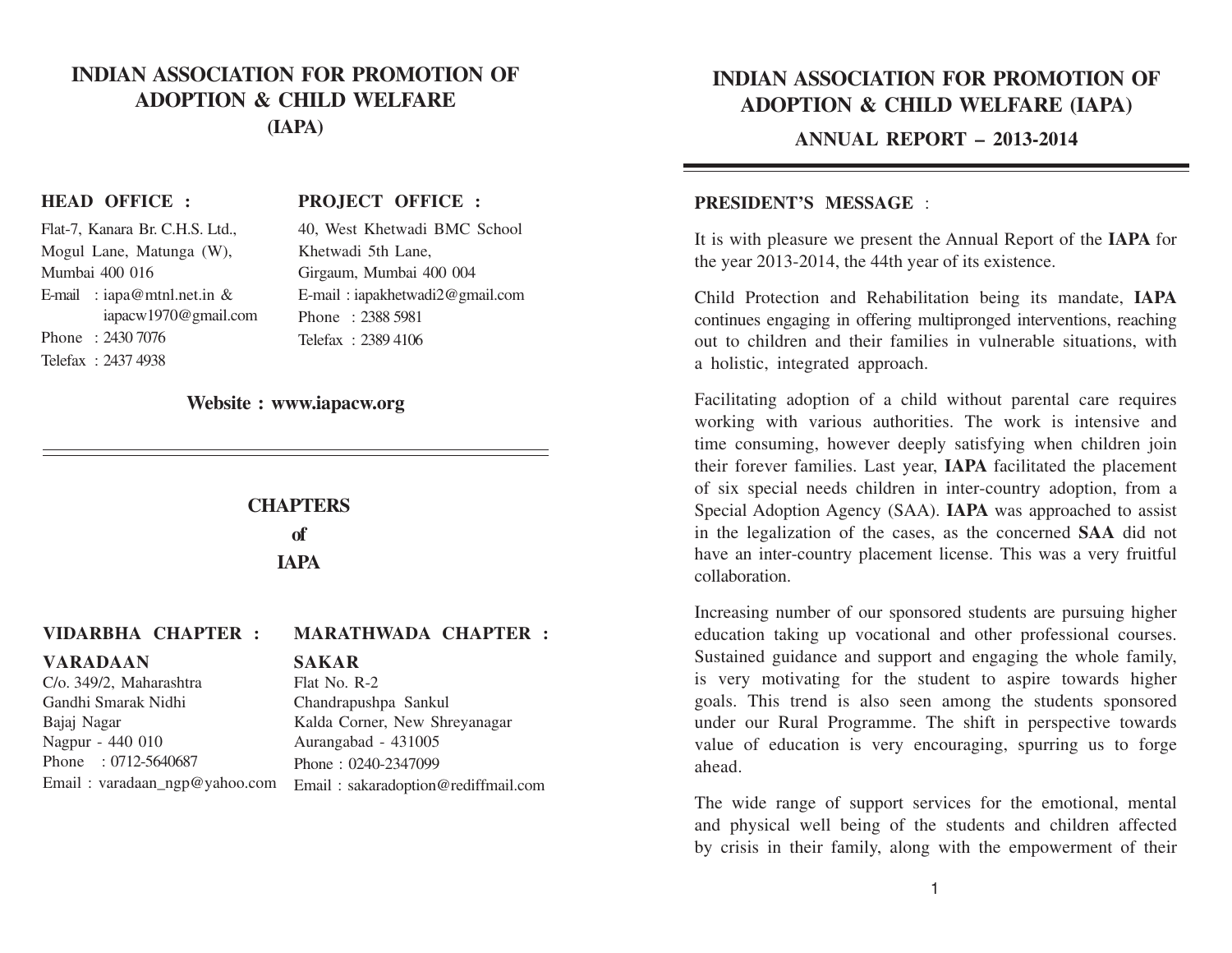# INDIAN ASSOCIATION FOR PROMOTION OF ADOPTION & CHILD WELFARE (IAPA)

**HEAD OFFICE :**

Flat-7, Kanara Br. C.H.S. Ltd.,
Mogul Lane, Matunga (W),
Mumbai 400 016
E-mail : iapa@mtnl.net.in & iapacw1970@gmail.com
Phone : 2430 7076
Telefax : 2437 4938

**PROJECT OFFICE :**

40, West Khetwadi BMC School
Khetwadi 5th Lane,
Girgaum, Mumbai 400 004
E-mail : iapakhetwadi2@gmail.com
Phone : 2388 5981
Telefax : 2389 4106

**Website : www.iapacw.org**

## CHAPTERS of IAPA

**VIDARBHA CHAPTER :**

**VARADAAN**
C/o. 349/2, Maharashtra
Gandhi Smarak Nidhi
Bajaj Nagar
Nagpur - 440 010
Phone : 0712-5640687
Email : varadaan_ngp@yahoo.com

**MARATHWADA CHAPTER :**

**SAKAR**
Flat No. R-2
Chandrapushpa Sankul
Kalda Corner, New Shreyanagar
Aurangabad - 431005
Phone : 0240-2347099
Email : sakaradoption@rediffmail.com

# INDIAN ASSOCIATION FOR PROMOTION OF ADOPTION & CHILD WELFARE (IAPA)

## ANNUAL REPORT – 2013-2014

**PRESIDENT'S MESSAGE** :

It is with pleasure we present the Annual Report of the **IAPA** for the year 2013-2014, the 44th year of its existence.

Child Protection and Rehabilitation being its mandate, **IAPA** continues engaging in offering multipronged interventions, reaching out to children and their families in vulnerable situations, with a holistic, integrated approach.

Facilitating adoption of a child without parental care requires working with various authorities. The work is intensive and time consuming, however deeply satisfying when children join their forever families. Last year, **IAPA** facilitated the placement of six special needs children in inter-country adoption, from a Special Adoption Agency (SAA). **IAPA** was approached to assist in the legalization of the cases, as the concerned **SAA** did not have an inter-country placement license. This was a very fruitful collaboration.

Increasing number of our sponsored students are pursuing higher education taking up vocational and other professional courses. Sustained guidance and support and engaging the whole family, is very motivating for the student to aspire towards higher goals. This trend is also seen among the students sponsored under our Rural Programme. The shift in perspective towards value of education is very encouraging, spurring us to forge ahead.

The wide range of support services for the emotional, mental and physical well being of the students and children affected by crisis in their family, along with the empowerment of their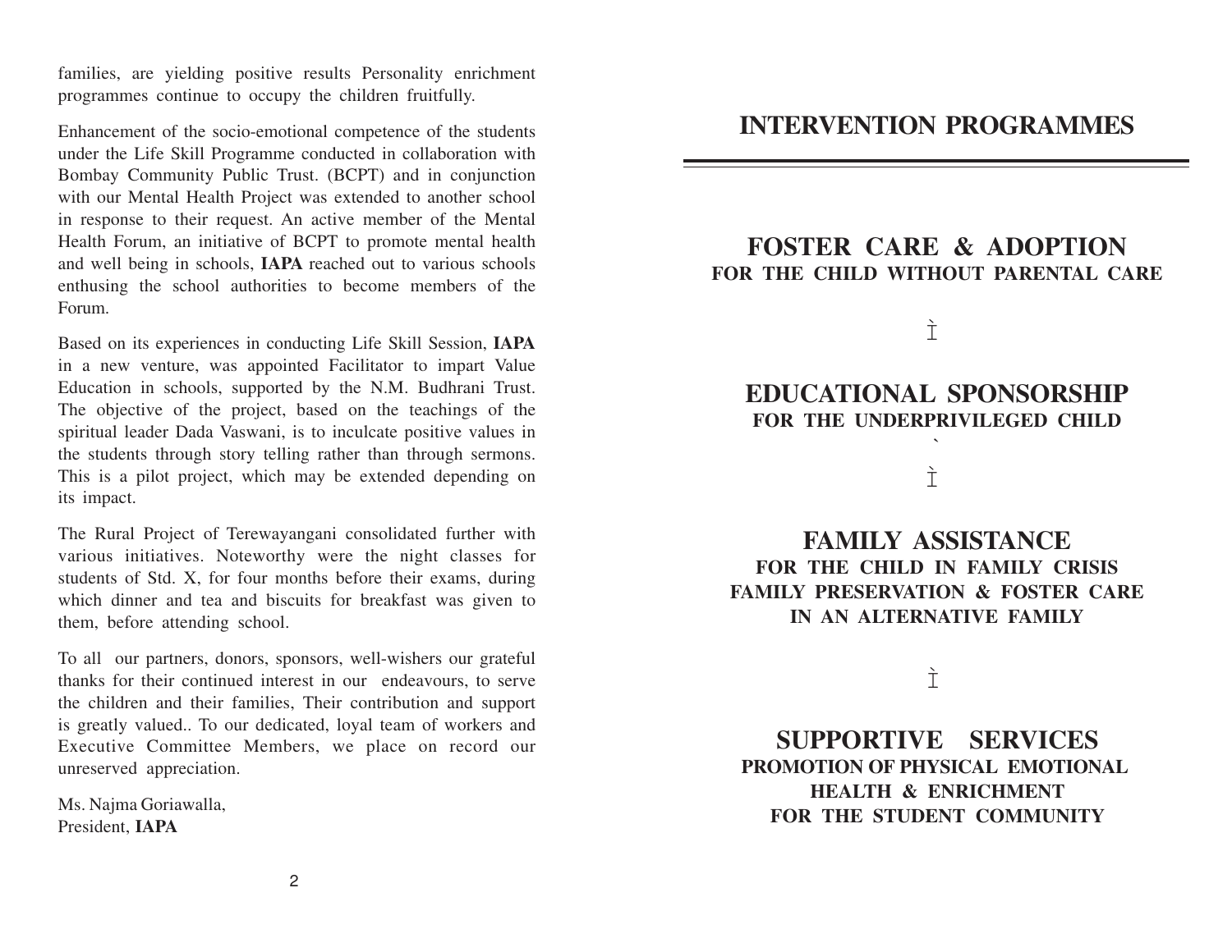families, are yielding positive results Personality enrichment programmes continue to occupy the children fruitfully.

Enhancement of the socio-emotional competence of the students under the Life Skill Programme conducted in collaboration with Bombay Community Public Trust. (BCPT) and in conjunction with our Mental Health Project was extended to another school in response to their request. An active member of the Mental Health Forum, an initiative of BCPT to promote mental health and well being in schools, **IAPA** reached out to various schools enthusing the school authorities to become members of the Forum.

Based on its experiences in conducting Life Skill Session, **IAPA** in a new venture, was appointed Facilitator to impart Value Education in schools, supported by the N.M. Budhrani Trust. The objective of the project, based on the teachings of the spiritual leader Dada Vaswani, is to inculcate positive values in the students through story telling rather than through sermons. This is a pilot project, which may be extended depending on its impact.

The Rural Project of Terewayangani consolidated further with various initiatives. Noteworthy were the night classes for students of Std. X, for four months before their exams, during which dinner and tea and biscuits for breakfast was given to them, before attending school.

To all our partners, donors, sponsors, well-wishers our grateful thanks for their continued interest in our endeavours, to serve the children and their families, Their contribution and support is greatly valued.. To our dedicated, loyal team of workers and Executive Committee Members, we place on record our unreserved appreciation.

Ms. Najma Goriawalla,
President, **IAPA**

# INTERVENTION PROGRAMMES

## FOSTER CARE & ADOPTION
**FOR THE CHILD WITHOUT PARENTAL CARE**

## EDUCATIONAL SPONSORSHIP
**FOR THE UNDERPRIVILEGED CHILD**

## FAMILY ASSISTANCE
**FOR THE CHILD IN FAMILY CRISIS**
**FAMILY PRESERVATION & FOSTER CARE IN AN ALTERNATIVE FAMILY**

## SUPPORTIVE SERVICES
**PROMOTION OF PHYSICAL EMOTIONAL HEALTH & ENRICHMENT FOR THE STUDENT COMMUNITY**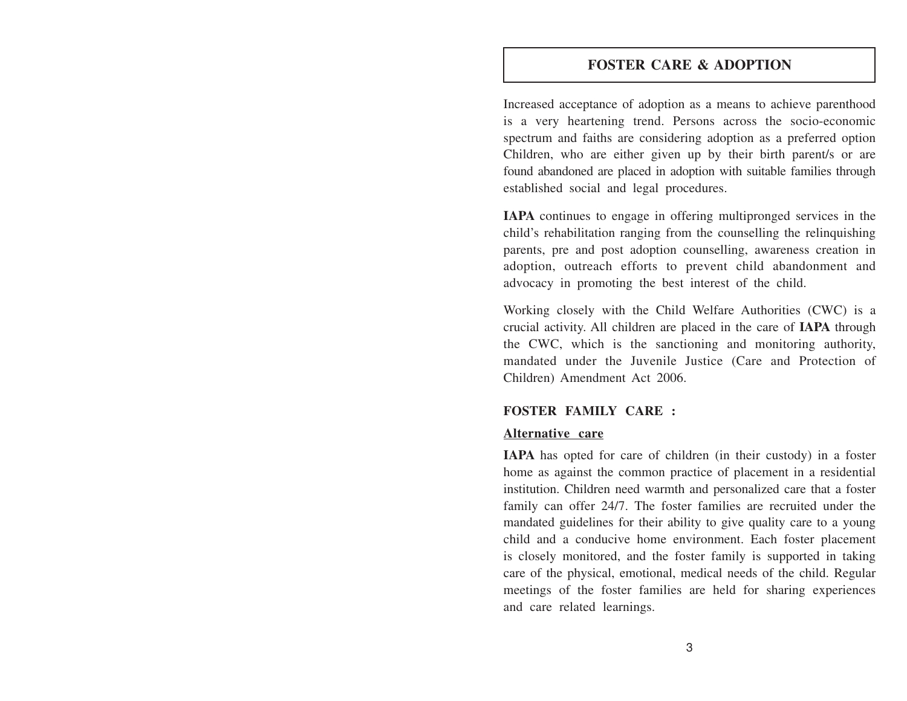# FOSTER CARE & ADOPTION

Increased acceptance of adoption as a means to achieve parenthood is a very heartening trend. Persons across the socio-economic spectrum and faiths are considering adoption as a preferred option Children, who are either given up by their birth parent/s or are found abandoned are placed in adoption with suitable families through established social and legal procedures.

**IAPA** continues to engage in offering multipronged services in the child's rehabilitation ranging from the counselling the relinquishing parents, pre and post adoption counselling, awareness creation in adoption, outreach efforts to prevent child abandonment and advocacy in promoting the best interest of the child.

Working closely with the Child Welfare Authorities (CWC) is a crucial activity. All children are placed in the care of **IAPA** through the CWC, which is the sanctioning and monitoring authority, mandated under the Juvenile Justice (Care and Protection of Children) Amendment Act 2006.

## FOSTER FAMILY CARE :

### <u>Alternative care</u>

**IAPA** has opted for care of children (in their custody) in a foster home as against the common practice of placement in a residential institution. Children need warmth and personalized care that a foster family can offer 24/7. The foster families are recruited under the mandated guidelines for their ability to give quality care to a young child and a conducive home environment. Each foster placement is closely monitored, and the foster family is supported in taking care of the physical, emotional, medical needs of the child. Regular meetings of the foster families are held for sharing experiences and care related learnings.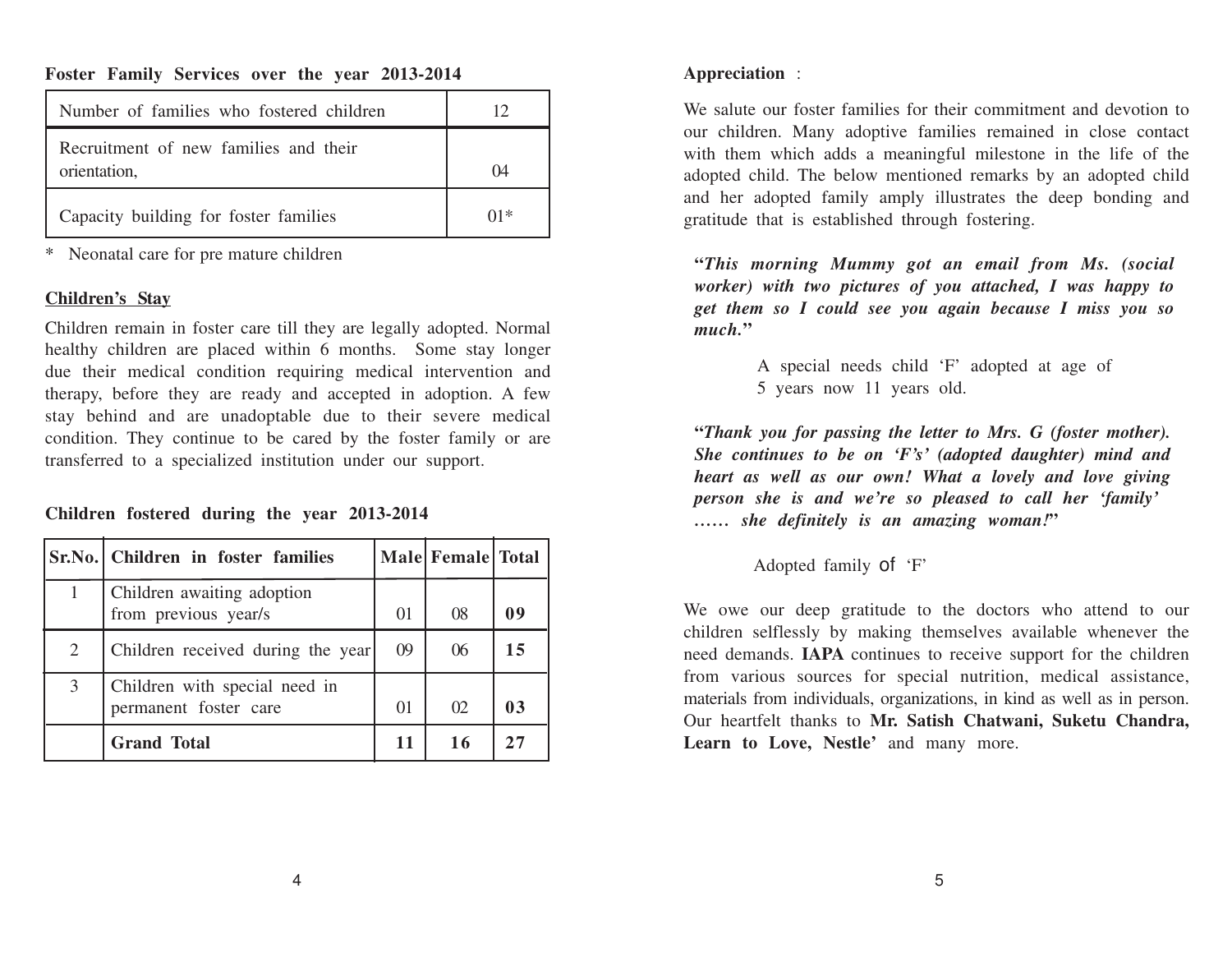**Foster Family Services over the year 2013-2014**

| | |
|---|---|
| Number of families who fostered children | 12 |
| Recruitment of new families and their orientation, | 04 |
| Capacity building for foster families | 01* |

\* Neonatal care for pre mature children

**Children's Stay**

Children remain in foster care till they are legally adopted. Normal healthy children are placed within 6 months. Some stay longer due their medical condition requiring medical intervention and therapy, before they are ready and accepted in adoption. A few stay behind and are unadoptable due to their severe medical condition. They continue to be cared by the foster family or are transferred to a specialized institution under our support.

**Children fostered during the year 2013-2014**

| Sr.No. | Children in foster families | Male | Female | Total |
|---|---|---|---|---|
| 1 | Children awaiting adoption from previous year/s | 01 | 08 | **09** |
| 2 | Children received during the year | 09 | 06 | **15** |
| 3 | Children with special need in permanent foster care | 01 | 02 | **03** |
| | **Grand Total** | **11** | **16** | **27** |

**Appreciation** :

We salute our foster families for their commitment and devotion to our children. Many adoptive families remained in close contact with them which adds a meaningful milestone in the life of the adopted child. The below mentioned remarks by an adopted child and her adopted family amply illustrates the deep bonding and gratitude that is established through fostering.

***"This morning Mummy got an email from Ms. (social worker) with two pictures of you attached, I was happy to get them so I could see you again because I miss you so much."***

A special needs child 'F' adopted at age of 5 years now 11 years old.

***"Thank you for passing the letter to Mrs. G (foster mother). She continues to be on 'F's' (adopted daughter) mind and heart as well as our own! What a lovely and love giving person she is and we're so pleased to call her 'family' …… she definitely is an amazing woman!"***

Adopted family of 'F'

We owe our deep gratitude to the doctors who attend to our children selflessly by making themselves available whenever the need demands. **IAPA** continues to receive support for the children from various sources for special nutrition, medical assistance, materials from individuals, organizations, in kind as well as in person. Our heartfelt thanks to **Mr. Satish Chatwani, Suketu Chandra, Learn to Love, Nestle'** and many more.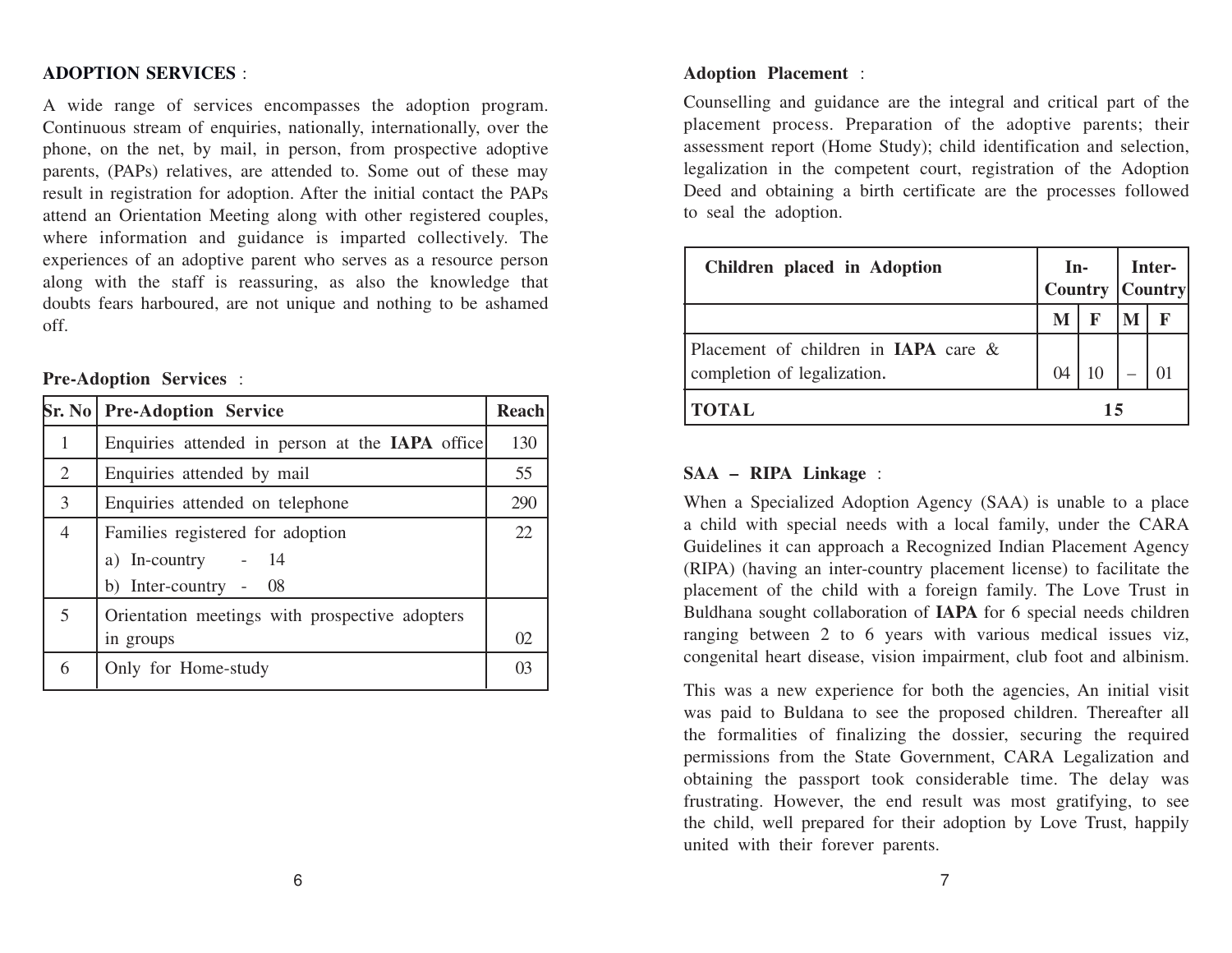**ADOPTION SERVICES** :

A wide range of services encompasses the adoption program. Continuous stream of enquiries, nationally, internationally, over the phone, on the net, by mail, in person, from prospective adoptive parents, (PAPs) relatives, are attended to. Some out of these may result in registration for adoption. After the initial contact the PAPs attend an Orientation Meeting along with other registered couples, where information and guidance is imparted collectively. The experiences of an adoptive parent who serves as a resource person along with the staff is reassuring, as also the knowledge that doubts fears harboured, are not unique and nothing to be ashamed off.

**Pre-Adoption Services** :

| Sr. No | Pre-Adoption Service | Reach |
|---|---|---|
| 1 | Enquiries attended in person at the **IAPA** office | 130 |
| 2 | Enquiries attended by mail | 55 |
| 3 | Enquiries attended on telephone | 290 |
| 4 | Families registered for adoption<br>a) In-country - 14<br>b) Inter-country - 08 | 22 |
| 5 | Orientation meetings with prospective adopters in groups | 02 |
| 6 | Only for Home-study | 03 |

**Adoption Placement** :

Counselling and guidance are the integral and critical part of the placement process. Preparation of the adoptive parents; their assessment report (Home Study); child identification and selection, legalization in the competent court, registration of the Adoption Deed and obtaining a birth certificate are the processes followed to seal the adoption.

| Children placed in Adoption | In-Country | | Inter-Country | |
|---|---|---|---|---|
| | M | F | M | F |
| Placement of children in **IAPA** care & completion of legalization. | 04 | 10 | – | 01 |
| **TOTAL** | **15** | | | |

**SAA – RIPA Linkage** :

When a Specialized Adoption Agency (SAA) is unable to a place a child with special needs with a local family, under the CARA Guidelines it can approach a Recognized Indian Placement Agency (RIPA) (having an inter-country placement license) to facilitate the placement of the child with a foreign family. The Love Trust in Buldhana sought collaboration of **IAPA** for 6 special needs children ranging between 2 to 6 years with various medical issues viz, congenital heart disease, vision impairment, club foot and albinism.

This was a new experience for both the agencies, An initial visit was paid to Buldana to see the proposed children. Thereafter all the formalities of finalizing the dossier, securing the required permissions from the State Government, CARA Legalization and obtaining the passport took considerable time. The delay was frustrating. However, the end result was most gratifying, to see the child, well prepared for their adoption by Love Trust, happily united with their forever parents.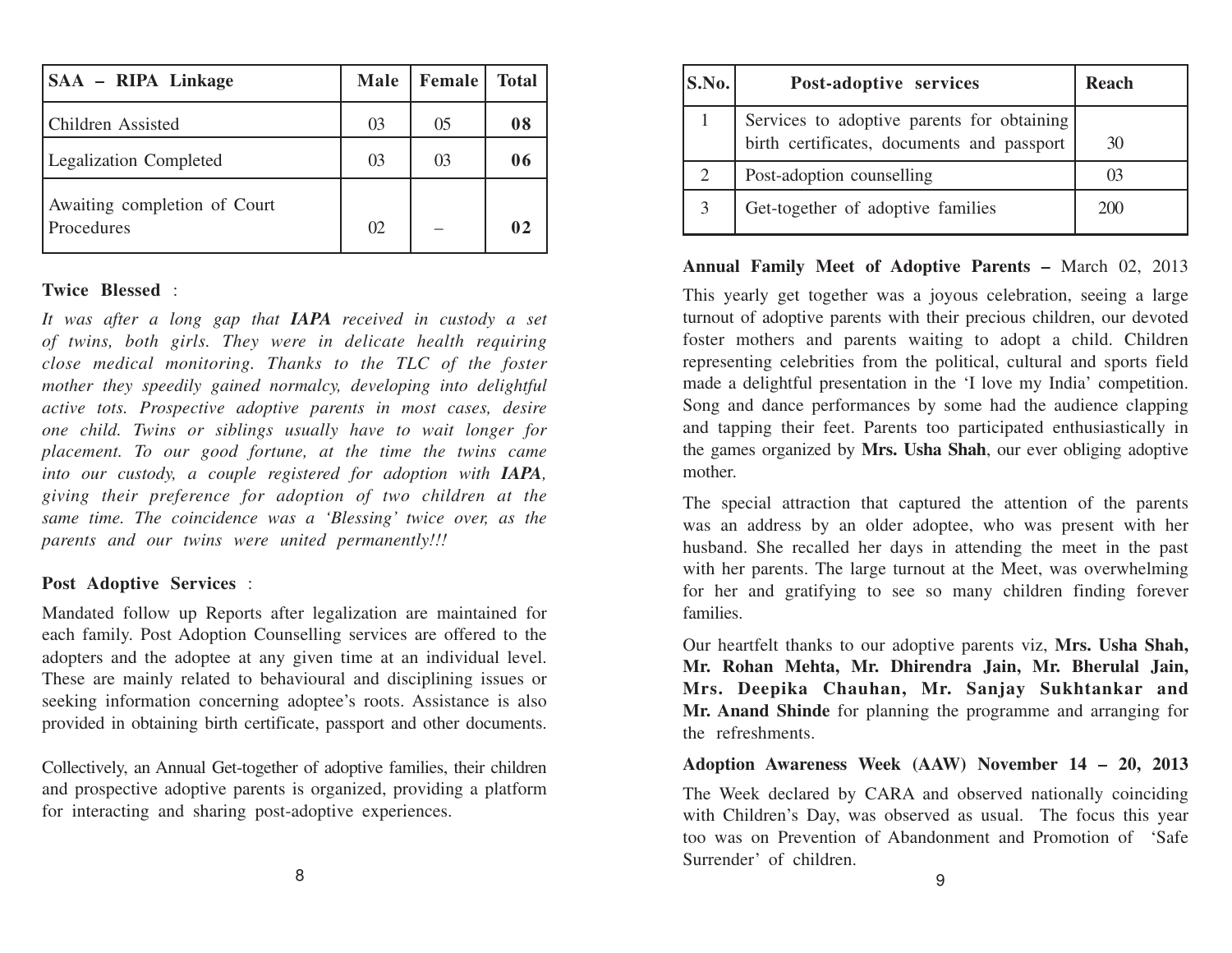| SAA – RIPA Linkage | Male | Female | Total |
|---|---|---|---|
| Children Assisted | 03 | 05 | **08** |
| Legalization Completed | 03 | 03 | **06** |
| Awaiting completion of Court Procedures | 02 | – | **02** |

**Twice Blessed** :

*It was after a long gap that **IAPA** received in custody a set of twins, both girls. They were in delicate health requiring close medical monitoring. Thanks to the TLC of the foster mother they speedily gained normalcy, developing into delightful active tots. Prospective adoptive parents in most cases, desire one child. Twins or siblings usually have to wait longer for placement. To our good fortune, at the time the twins came into our custody, a couple registered for adoption with **IAPA**, giving their preference for adoption of two children at the same time. The coincidence was a 'Blessing' twice over, as the parents and our twins were united permanently!!!*

**Post Adoptive Services** :

Mandated follow up Reports after legalization are maintained for each family. Post Adoption Counselling services are offered to the adopters and the adoptee at any given time at an individual level. These are mainly related to behavioural and disciplining issues or seeking information concerning adoptee's roots. Assistance is also provided in obtaining birth certificate, passport and other documents.

Collectively, an Annual Get-together of adoptive families, their children and prospective adoptive parents is organized, providing a platform for interacting and sharing post-adoptive experiences.

| S.No. | Post-adoptive services | Reach |
|---|---|---|
| 1 | Services to adoptive parents for obtaining birth certificates, documents and passport | 30 |
| 2 | Post-adoption counselling | 03 |
| 3 | Get-together of adoptive families | 200 |

**Annual Family Meet of Adoptive Parents –** March 02, 2013

This yearly get together was a joyous celebration, seeing a large turnout of adoptive parents with their precious children, our devoted foster mothers and parents waiting to adopt a child. Children representing celebrities from the political, cultural and sports field made a delightful presentation in the 'I love my India' competition. Song and dance performances by some had the audience clapping and tapping their feet. Parents too participated enthusiastically in the games organized by **Mrs. Usha Shah**, our ever obliging adoptive mother.

The special attraction that captured the attention of the parents was an address by an older adoptee, who was present with her husband. She recalled her days in attending the meet in the past with her parents. The large turnout at the Meet, was overwhelming for her and gratifying to see so many children finding forever families.

Our heartfelt thanks to our adoptive parents viz, **Mrs. Usha Shah, Mr. Rohan Mehta, Mr. Dhirendra Jain, Mr. Bherulal Jain, Mrs. Deepika Chauhan, Mr. Sanjay Sukhtankar and Mr. Anand Shinde** for planning the programme and arranging for the refreshments.

**Adoption Awareness Week (AAW) November 14 – 20, 2013**

The Week declared by CARA and observed nationally coinciding with Children's Day, was observed as usual. The focus this year too was on Prevention of Abandonment and Promotion of 'Safe Surrender' of children.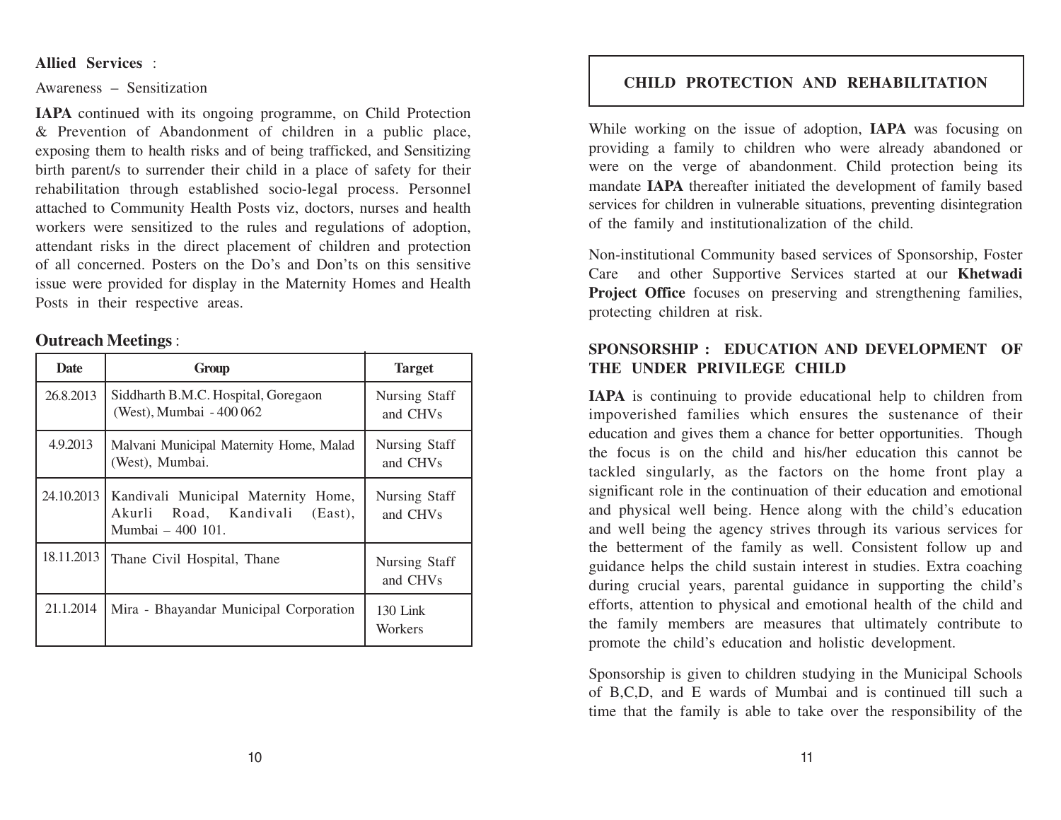**Allied Services** :

Awareness – Sensitization

**IAPA** continued with its ongoing programme, on Child Protection & Prevention of Abandonment of children in a public place, exposing them to health risks and of being trafficked, and Sensitizing birth parent/s to surrender their child in a place of safety for their rehabilitation through established socio-legal process. Personnel attached to Community Health Posts viz, doctors, nurses and health workers were sensitized to the rules and regulations of adoption, attendant risks in the direct placement of children and protection of all concerned. Posters on the Do's and Don'ts on this sensitive issue were provided for display in the Maternity Homes and Health Posts in their respective areas.

**Outreach Meetings** :

| Date | Group | Target |
|---|---|---|
| 26.8.2013 | Siddharth B.M.C. Hospital, Goregaon (West), Mumbai - 400 062 | Nursing Staff and CHVs |
| 4.9.2013 | Malvani Municipal Maternity Home, Malad (West), Mumbai. | Nursing Staff and CHVs |
| 24.10.2013 | Kandivali Municipal Maternity Home, Akurli Road, Kandivali (East), Mumbai – 400 101. | Nursing Staff and CHVs |
| 18.11.2013 | Thane Civil Hospital, Thane | Nursing Staff and CHVs |
| 21.1.2014 | Mira - Bhayandar Municipal Corporation | 130 Link Workers |

## CHILD PROTECTION AND REHABILITATION

While working on the issue of adoption, **IAPA** was focusing on providing a family to children who were already abandoned or were on the verge of abandonment. Child protection being its mandate **IAPA** thereafter initiated the development of family based services for children in vulnerable situations, preventing disintegration of the family and institutionalization of the child.

Non-institutional Community based services of Sponsorship, Foster Care and other Supportive Services started at our **Khetwadi Project Office** focuses on preserving and strengthening families, protecting children at risk.

### SPONSORSHIP : EDUCATION AND DEVELOPMENT OF THE UNDER PRIVILEGE CHILD

**IAPA** is continuing to provide educational help to children from impoverished families which ensures the sustenance of their education and gives them a chance for better opportunities. Though the focus is on the child and his/her education this cannot be tackled singularly, as the factors on the home front play a significant role in the continuation of their education and emotional and physical well being. Hence along with the child's education and well being the agency strives through its various services for the betterment of the family as well. Consistent follow up and guidance helps the child sustain interest in studies. Extra coaching during crucial years, parental guidance in supporting the child's efforts, attention to physical and emotional health of the child and the family members are measures that ultimately contribute to promote the child's education and holistic development.

Sponsorship is given to children studying in the Municipal Schools of B,C,D, and E wards of Mumbai and is continued till such a time that the family is able to take over the responsibility of the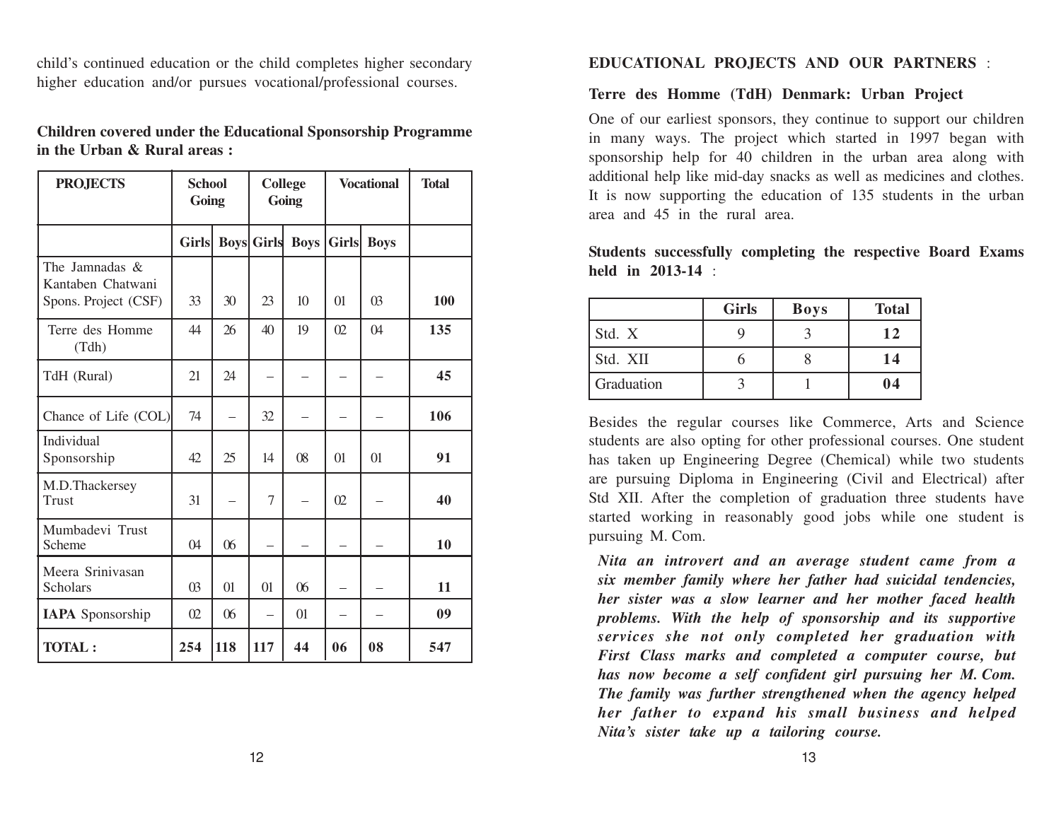child's continued education or the child completes higher secondary higher education and/or pursues vocational/professional courses.

**Children covered under the Educational Sponsorship Programme in the Urban & Rural areas :**

| PROJECTS | School Going | | College Going | | Vocational | | Total |
|---|---|---|---|---|---|---|---|
| | Girls | Boys | Girls | Boys | Girls | Boys | |
| The Jamnadas & Kantaben Chatwani Spons. Project (CSF) | 33 | 30 | 23 | 10 | 01 | 03 | **100** |
| Terre des Homme (Tdh) | 44 | 26 | 40 | 19 | 02 | 04 | **135** |
| TdH (Rural) | 21 | 24 | – | – | – | – | **45** |
| Chance of Life (COL) | 74 | – | 32 | – | – | – | **106** |
| Individual Sponsorship | 42 | 25 | 14 | 08 | 01 | 01 | **91** |
| M.D.Thackersey Trust | 31 | – | 7 | – | 02 | – | **40** |
| Mumbadevi Trust Scheme | 04 | 06 | – | – | – | – | **10** |
| Meera Srinivasan Scholars | 03 | 01 | 01 | 06 | – | – | **11** |
| **IAPA** Sponsorship | 02 | 06 | – | 01 | – | – | **09** |
| **TOTAL :** | **254** | **118** | **117** | **44** | **06** | **08** | **547** |

## EDUCATIONAL PROJECTS AND OUR PARTNERS :

### Terre des Homme (TdH) Denmark: Urban Project

One of our earliest sponsors, they continue to support our children in many ways. The project which started in 1997 began with sponsorship help for 40 children in the urban area along with additional help like mid-day snacks as well as medicines and clothes. It is now supporting the education of 135 students in the urban area and 45 in the rural area.

**Students successfully completing the respective Board Exams held in 2013-14** :

| | Girls | Boys | Total |
|---|---|---|---|
| Std. X | 9 | 3 | **12** |
| Std. XII | 6 | 8 | **14** |
| Graduation | 3 | 1 | **04** |

Besides the regular courses like Commerce, Arts and Science students are also opting for other professional courses. One student has taken up Engineering Degree (Chemical) while two students are pursuing Diploma in Engineering (Civil and Electrical) after Std XII. After the completion of graduation three students have started working in reasonably good jobs while one student is pursuing M. Com.

***Nita an introvert and an average student came from a six member family where her father had suicidal tendencies, her sister was a slow learner and her mother faced health problems. With the help of sponsorship and its supportive services she not only completed her graduation with First Class marks and completed a computer course, but has now become a self confident girl pursuing her M. Com. The family was further strengthened when the agency helped her father to expand his small business and helped Nita's sister take up a tailoring course.***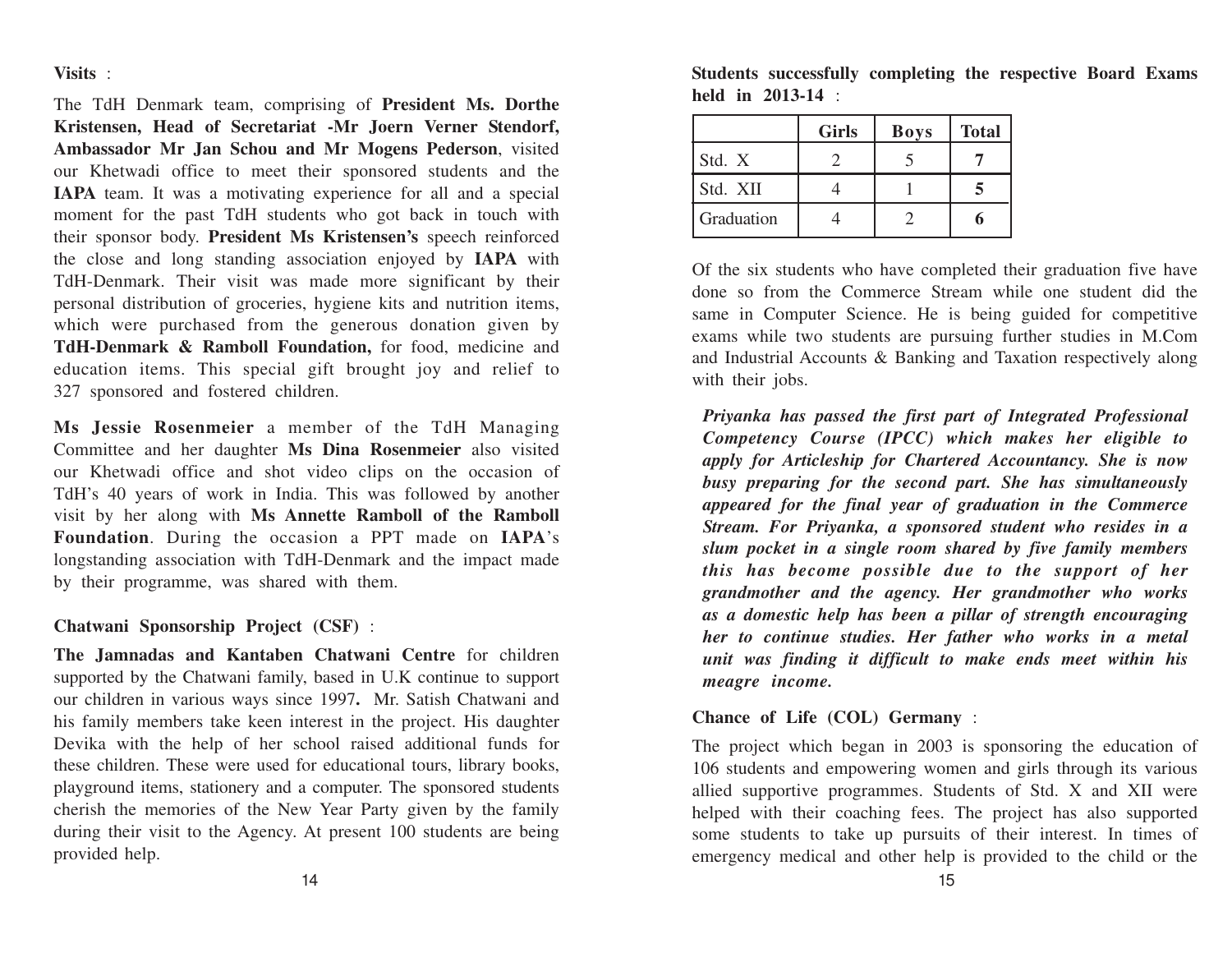**Visits** :

The TdH Denmark team, comprising of **President Ms. Dorthe Kristensen, Head of Secretariat -Mr Joern Verner Stendorf, Ambassador Mr Jan Schou and Mr Mogens Pederson**, visited our Khetwadi office to meet their sponsored students and the **IAPA** team. It was a motivating experience for all and a special moment for the past TdH students who got back in touch with their sponsor body. **President Ms Kristensen's** speech reinforced the close and long standing association enjoyed by **IAPA** with TdH-Denmark. Their visit was made more significant by their personal distribution of groceries, hygiene kits and nutrition items, which were purchased from the generous donation given by **TdH-Denmark & Ramboll Foundation,** for food, medicine and education items. This special gift brought joy and relief to 327 sponsored and fostered children.

**Ms Jessie Rosenmeier** a member of the TdH Managing Committee and her daughter **Ms Dina Rosenmeier** also visited our Khetwadi office and shot video clips on the occasion of TdH's 40 years of work in India. This was followed by another visit by her along with **Ms Annette Ramboll of the Ramboll Foundation**. During the occasion a PPT made on **IAPA**'s longstanding association with TdH-Denmark and the impact made by their programme, was shared with them.

**Chatwani Sponsorship Project (CSF)** :

**The Jamnadas and Kantaben Chatwani Centre** for children supported by the Chatwani family, based in U.K continue to support our children in various ways since 1997**.** Mr. Satish Chatwani and his family members take keen interest in the project. His daughter Devika with the help of her school raised additional funds for these children. These were used for educational tours, library books, playground items, stationery and a computer. The sponsored students cherish the memories of the New Year Party given by the family during their visit to the Agency. At present 100 students are being provided help.

**Students successfully completing the respective Board Exams held in 2013-14** :

| | Girls | Boys | Total |
|---|---|---|---|
| Std. X | 2 | 5 | **7** |
| Std. XII | 4 | 1 | **5** |
| Graduation | 4 | 2 | **6** |

Of the six students who have completed their graduation five have done so from the Commerce Stream while one student did the same in Computer Science. He is being guided for competitive exams while two students are pursuing further studies in M.Com and Industrial Accounts & Banking and Taxation respectively along with their jobs.

***Priyanka has passed the first part of Integrated Professional Competency Course (IPCC) which makes her eligible to apply for Articleship for Chartered Accountancy. She is now busy preparing for the second part. She has simultaneously appeared for the final year of graduation in the Commerce Stream. For Priyanka, a sponsored student who resides in a slum pocket in a single room shared by five family members this has become possible due to the support of her grandmother and the agency. Her grandmother who works as a domestic help has been a pillar of strength encouraging her to continue studies. Her father who works in a metal unit was finding it difficult to make ends meet within his meagre income.***

**Chance of Life (COL) Germany** :

The project which began in 2003 is sponsoring the education of 106 students and empowering women and girls through its various allied supportive programmes. Students of Std. X and XII were helped with their coaching fees. The project has also supported some students to take up pursuits of their interest. In times of emergency medical and other help is provided to the child or the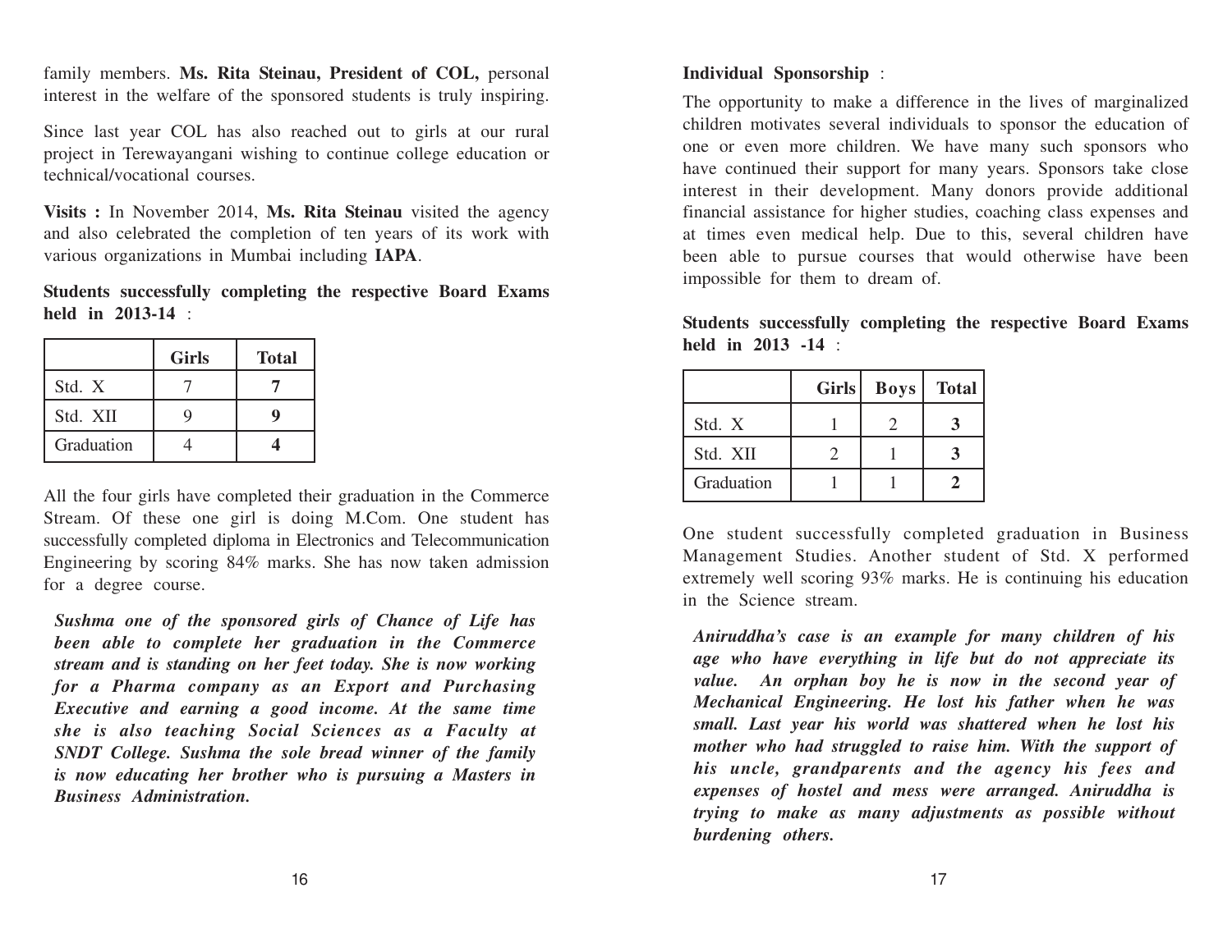family members. **Ms. Rita Steinau, President of COL,** personal interest in the welfare of the sponsored students is truly inspiring.

Since last year COL has also reached out to girls at our rural project in Terewayangani wishing to continue college education or technical/vocational courses.

**Visits :** In November 2014, **Ms. Rita Steinau** visited the agency and also celebrated the completion of ten years of its work with various organizations in Mumbai including **IAPA**.

**Students successfully completing the respective Board Exams held in 2013-14** :

| | Girls | Total |
|---|---|---|
| Std. X | 7 | **7** |
| Std. XII | 9 | **9** |
| Graduation | 4 | **4** |

All the four girls have completed their graduation in the Commerce Stream. Of these one girl is doing M.Com. One student has successfully completed diploma in Electronics and Telecommunication Engineering by scoring 84% marks. She has now taken admission for a degree course.

***Sushma one of the sponsored girls of Chance of Life has been able to complete her graduation in the Commerce stream and is standing on her feet today. She is now working for a Pharma company as an Export and Purchasing Executive and earning a good income. At the same time she is also teaching Social Sciences as a Faculty at SNDT College. Sushma the sole bread winner of the family is now educating her brother who is pursuing a Masters in Business Administration.***

**Individual Sponsorship** :

The opportunity to make a difference in the lives of marginalized children motivates several individuals to sponsor the education of one or even more children. We have many such sponsors who have continued their support for many years. Sponsors take close interest in their development. Many donors provide additional financial assistance for higher studies, coaching class expenses and at times even medical help. Due to this, several children have been able to pursue courses that would otherwise have been impossible for them to dream of.

**Students successfully completing the respective Board Exams held in 2013 -14** :

| | Girls | Boys | Total |
|---|---|---|---|
| Std. X | 1 | 2 | **3** |
| Std. XII | 2 | 1 | **3** |
| Graduation | 1 | 1 | **2** |

One student successfully completed graduation in Business Management Studies. Another student of Std. X performed extremely well scoring 93% marks. He is continuing his education in the Science stream.

***Aniruddha's case is an example for many children of his age who have everything in life but do not appreciate its value. An orphan boy he is now in the second year of Mechanical Engineering. He lost his father when he was small. Last year his world was shattered when he lost his mother who had struggled to raise him. With the support of his uncle, grandparents and the agency his fees and expenses of hostel and mess were arranged. Aniruddha is trying to make as many adjustments as possible without burdening others.***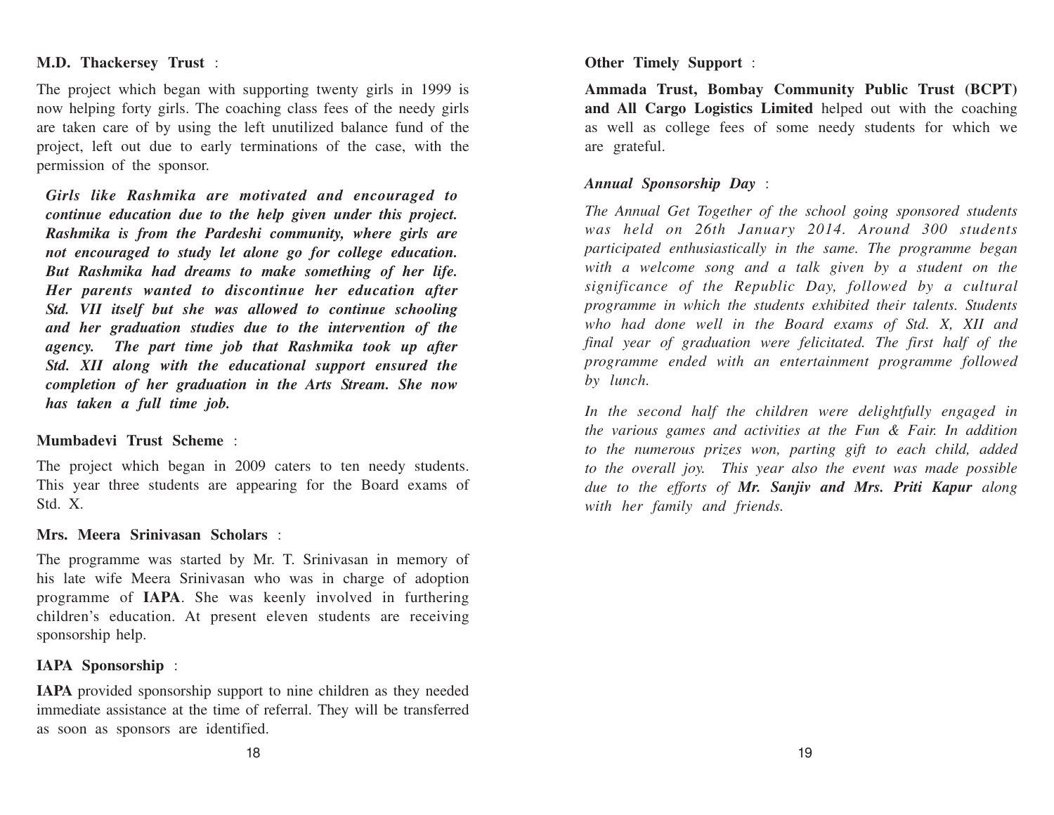**M.D. Thackersey Trust** :

The project which began with supporting twenty girls in 1999 is now helping forty girls. The coaching class fees of the needy girls are taken care of by using the left unutilized balance fund of the project, left out due to early terminations of the case, with the permission of the sponsor.

***Girls like Rashmika are motivated and encouraged to continue education due to the help given under this project. Rashmika is from the Pardeshi community, where girls are not encouraged to study let alone go for college education. But Rashmika had dreams to make something of her life. Her parents wanted to discontinue her education after Std. VII itself but she was allowed to continue schooling and her graduation studies due to the intervention of the agency. The part time job that Rashmika took up after Std. XII along with the educational support ensured the completion of her graduation in the Arts Stream. She now has taken a full time job.***

**Mumbadevi Trust Scheme** :

The project which began in 2009 caters to ten needy students. This year three students are appearing for the Board exams of Std. X.

**Mrs. Meera Srinivasan Scholars** :

The programme was started by Mr. T. Srinivasan in memory of his late wife Meera Srinivasan who was in charge of adoption programme of **IAPA**. She was keenly involved in furthering children's education. At present eleven students are receiving sponsorship help.

**IAPA Sponsorship** :

**IAPA** provided sponsorship support to nine children as they needed immediate assistance at the time of referral. They will be transferred as soon as sponsors are identified.

**Other Timely Support** :

**Ammada Trust, Bombay Community Public Trust (BCPT) and All Cargo Logistics Limited** helped out with the coaching as well as college fees of some needy students for which we are grateful.

***Annual Sponsorship Day*** :

*The Annual Get Together of the school going sponsored students was held on 26th January 2014. Around 300 students participated enthusiastically in the same. The programme began with a welcome song and a talk given by a student on the significance of the Republic Day, followed by a cultural programme in which the students exhibited their talents. Students who had done well in the Board exams of Std. X, XII and final year of graduation were felicitated. The first half of the programme ended with an entertainment programme followed by lunch.*

*In the second half the children were delightfully engaged in the various games and activities at the Fun & Fair. In addition to the numerous prizes won, parting gift to each child, added to the overall joy. This year also the event was made possible due to the efforts of* ***Mr. Sanjiv and Mrs. Priti Kapur*** *along with her family and friends.*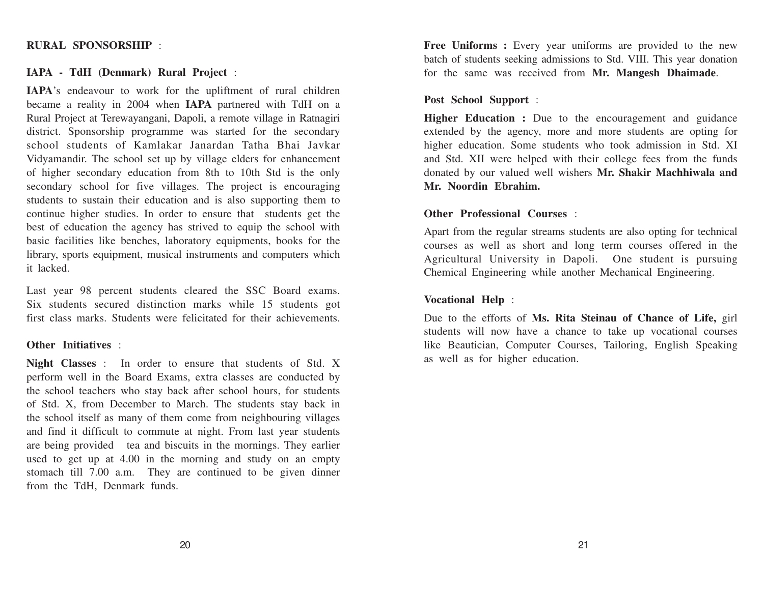## RURAL SPONSORSHIP :

### IAPA - TdH (Denmark) Rural Project :

**IAPA**'s endeavour to work for the upliftment of rural children became a reality in 2004 when **IAPA** partnered with TdH on a Rural Project at Terewayangani, Dapoli, a remote village in Ratnagiri district. Sponsorship programme was started for the secondary school students of Kamlakar Janardan Tatha Bhai Javkar Vidyamandir. The school set up by village elders for enhancement of higher secondary education from 8th to 10th Std is the only secondary school for five villages. The project is encouraging students to sustain their education and is also supporting them to continue higher studies. In order to ensure that students get the best of education the agency has strived to equip the school with basic facilities like benches, laboratory equipments, books for the library, sports equipment, musical instruments and computers which it lacked.

Last year 98 percent students cleared the SSC Board exams. Six students secured distinction marks while 15 students got first class marks. Students were felicitated for their achievements.

### Other Initiatives :

**Night Classes** : In order to ensure that students of Std. X perform well in the Board Exams, extra classes are conducted by the school teachers who stay back after school hours, for students of Std. X, from December to March. The students stay back in the school itself as many of them come from neighbouring villages and find it difficult to commute at night. From last year students are being provided tea and biscuits in the mornings. They earlier used to get up at 4.00 in the morning and study on an empty stomach till 7.00 a.m. They are continued to be given dinner from the TdH, Denmark funds.

**Free Uniforms :** Every year uniforms are provided to the new batch of students seeking admissions to Std. VIII. This year donation for the same was received from **Mr. Mangesh Dhaimade**.

### Post School Support :

**Higher Education :** Due to the encouragement and guidance extended by the agency, more and more students are opting for higher education. Some students who took admission in Std. XI and Std. XII were helped with their college fees from the funds donated by our valued well wishers **Mr. Shakir Machhiwala and Mr. Noordin Ebrahim.**

### Other Professional Courses :

Apart from the regular streams students are also opting for technical courses as well as short and long term courses offered in the Agricultural University in Dapoli. One student is pursuing Chemical Engineering while another Mechanical Engineering.

### Vocational Help :

Due to the efforts of **Ms. Rita Steinau of Chance of Life,** girl students will now have a chance to take up vocational courses like Beautician, Computer Courses, Tailoring, English Speaking as well as for higher education.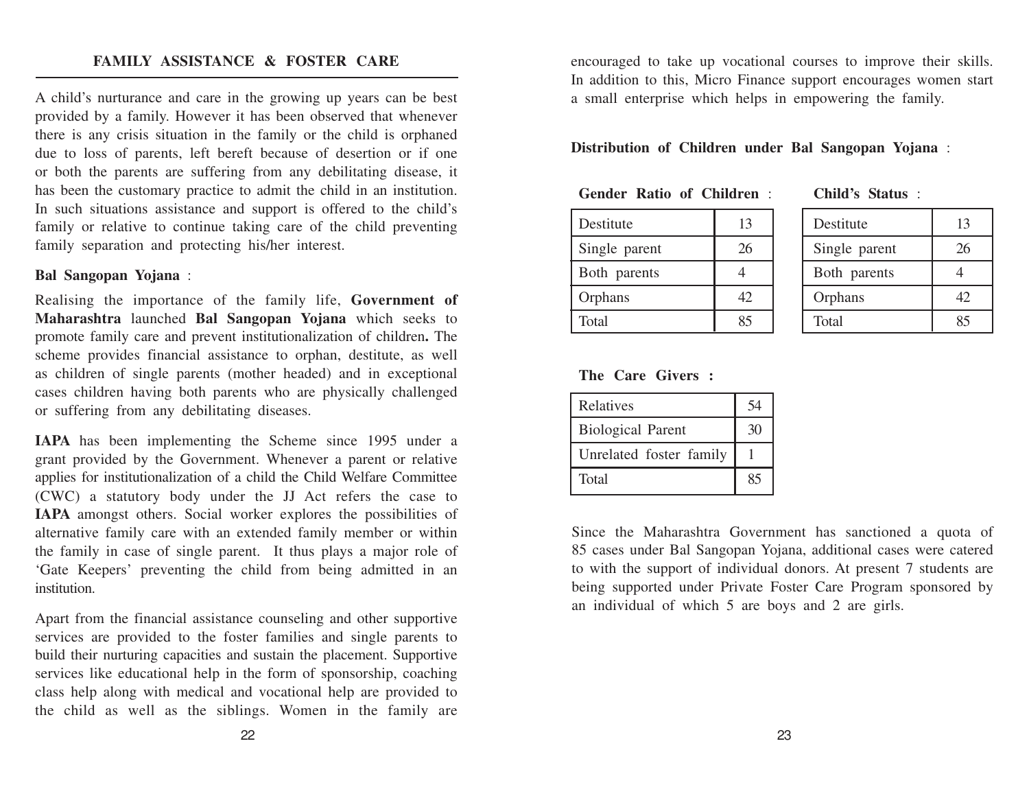## FAMILY ASSISTANCE & FOSTER CARE

A child's nurturance and care in the growing up years can be best provided by a family. However it has been observed that whenever there is any crisis situation in the family or the child is orphaned due to loss of parents, left bereft because of desertion or if one or both the parents are suffering from any debilitating disease, it has been the customary practice to admit the child in an institution. In such situations assistance and support is offered to the child's family or relative to continue taking care of the child preventing family separation and protecting his/her interest.

**Bal Sangopan Yojana** :

Realising the importance of the family life, **Government of Maharashtra** launched **Bal Sangopan Yojana** which seeks to promote family care and prevent institutionalization of children**.** The scheme provides financial assistance to orphan, destitute, as well as children of single parents (mother headed) and in exceptional cases children having both parents who are physically challenged or suffering from any debilitating diseases.

**IAPA** has been implementing the Scheme since 1995 under a grant provided by the Government. Whenever a parent or relative applies for institutionalization of a child the Child Welfare Committee (CWC) a statutory body under the JJ Act refers the case to **IAPA** amongst others. Social worker explores the possibilities of alternative family care with an extended family member or within the family in case of single parent. It thus plays a major role of 'Gate Keepers' preventing the child from being admitted in an institution.

Apart from the financial assistance counseling and other supportive services are provided to the foster families and single parents to build their nurturing capacities and sustain the placement. Supportive services like educational help in the form of sponsorship, coaching class help along with medical and vocational help are provided to the child as well as the siblings. Women in the family are encouraged to take up vocational courses to improve their skills. In addition to this, Micro Finance support encourages women start a small enterprise which helps in empowering the family.

**Distribution of Children under Bal Sangopan Yojana** :

**Gender Ratio of Children** :

| | |
|---|---|
| Destitute | 13 |
| Single parent | 26 |
| Both parents | 4 |
| Orphans | 42 |
| Total | 85 |

**Child's Status** :

| | |
|---|---|
| Destitute | 13 |
| Single parent | 26 |
| Both parents | 4 |
| Orphans | 42 |
| Total | 85 |

**The Care Givers :**

| | |
|---|---|
| Relatives | 54 |
| Biological Parent | 30 |
| Unrelated foster family | 1 |
| Total | 85 |

Since the Maharashtra Government has sanctioned a quota of 85 cases under Bal Sangopan Yojana, additional cases were catered to with the support of individual donors. At present 7 students are being supported under Private Foster Care Program sponsored by an individual of which 5 are boys and 2 are girls.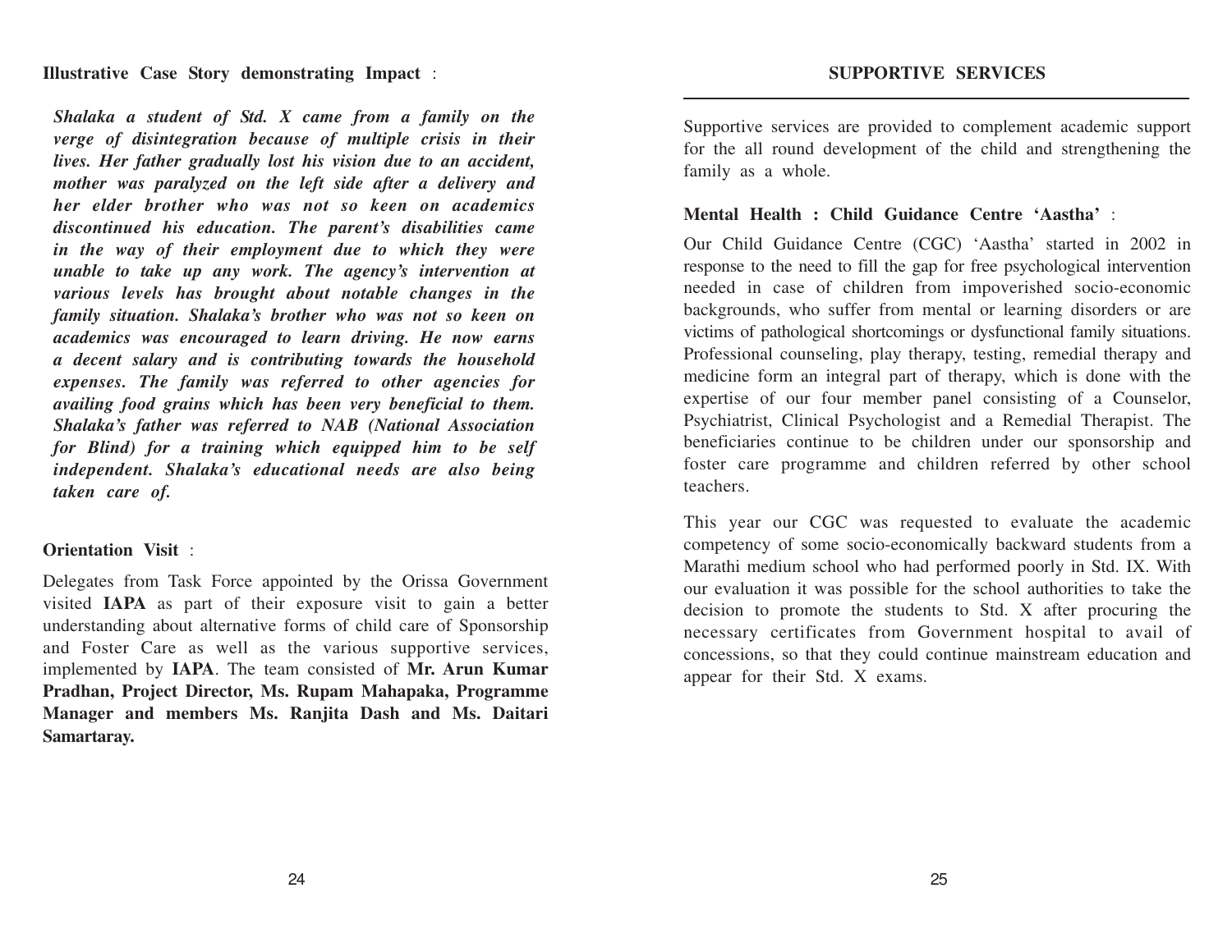**Illustrative Case Story demonstrating Impact** :

***Shalaka a student of Std. X came from a family on the verge of disintegration because of multiple crisis in their lives. Her father gradually lost his vision due to an accident, mother was paralyzed on the left side after a delivery and her elder brother who was not so keen on academics discontinued his education. The parent's disabilities came in the way of their employment due to which they were unable to take up any work. The agency's intervention at various levels has brought about notable changes in the family situation. Shalaka's brother who was not so keen on academics was encouraged to learn driving. He now earns a decent salary and is contributing towards the household expenses. The family was referred to other agencies for availing food grains which has been very beneficial to them. Shalaka's father was referred to NAB (National Association for Blind) for a training which equipped him to be self independent. Shalaka's educational needs are also being taken care of.***

**Orientation Visit** :

Delegates from Task Force appointed by the Orissa Government visited **IAPA** as part of their exposure visit to gain a better understanding about alternative forms of child care of Sponsorship and Foster Care as well as the various supportive services, implemented by **IAPA**. The team consisted of **Mr. Arun Kumar Pradhan, Project Director, Ms. Rupam Mahapaka, Programme Manager and members Ms. Ranjita Dash and Ms. Daitari Samartaray.**

## SUPPORTIVE SERVICES

Supportive services are provided to complement academic support for the all round development of the child and strengthening the family as a whole.

**Mental Health : Child Guidance Centre 'Aastha'** :

Our Child Guidance Centre (CGC) 'Aastha' started in 2002 in response to the need to fill the gap for free psychological intervention needed in case of children from impoverished socio-economic backgrounds, who suffer from mental or learning disorders or are victims of pathological shortcomings or dysfunctional family situations. Professional counseling, play therapy, testing, remedial therapy and medicine form an integral part of therapy, which is done with the expertise of our four member panel consisting of a Counselor, Psychiatrist, Clinical Psychologist and a Remedial Therapist. The beneficiaries continue to be children under our sponsorship and foster care programme and children referred by other school teachers.

This year our CGC was requested to evaluate the academic competency of some socio-economically backward students from a Marathi medium school who had performed poorly in Std. IX. With our evaluation it was possible for the school authorities to take the decision to promote the students to Std. X after procuring the necessary certificates from Government hospital to avail of concessions, so that they could continue mainstream education and appear for their Std. X exams.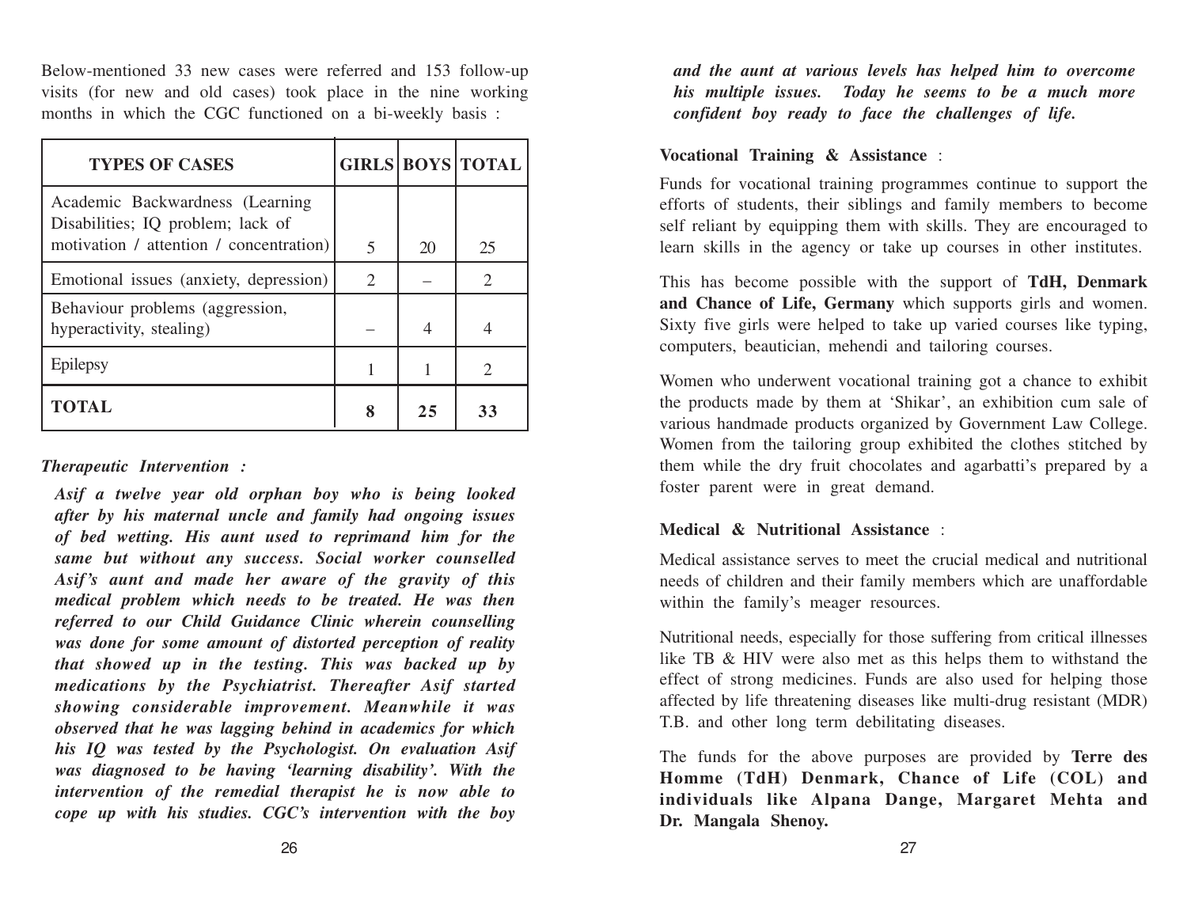Below-mentioned 33 new cases were referred and 153 follow-up visits (for new and old cases) took place in the nine working months in which the CGC functioned on a bi-weekly basis :

| TYPES OF CASES | GIRLS | BOYS | TOTAL |
|---|---|---|---|
| Academic Backwardness (Learning Disabilities; IQ problem; lack of motivation / attention / concentration) | 5 | 20 | 25 |
| Emotional issues (anxiety, depression) | 2 | – | 2 |
| Behaviour problems (aggression, hyperactivity, stealing) | – | 4 | 4 |
| Epilepsy | 1 | 1 | 2 |
| **TOTAL** | **8** | **25** | **33** |

***Therapeutic Intervention :***

***Asif a twelve year old orphan boy who is being looked after by his maternal uncle and family had ongoing issues of bed wetting. His aunt used to reprimand him for the same but without any success. Social worker counselled Asif's aunt and made her aware of the gravity of this medical problem which needs to be treated. He was then referred to our Child Guidance Clinic wherein counselling was done for some amount of distorted perception of reality that showed up in the testing. This was backed up by medications by the Psychiatrist. Thereafter Asif started showing considerable improvement. Meanwhile it was observed that he was lagging behind in academics for which his IQ was tested by the Psychologist. On evaluation Asif was diagnosed to be having 'learning disability'. With the intervention of the remedial therapist he is now able to cope up with his studies. CGC's intervention with the boy and the aunt at various levels has helped him to overcome his multiple issues. Today he seems to be a much more confident boy ready to face the challenges of life.***

**Vocational Training & Assistance** :

Funds for vocational training programmes continue to support the efforts of students, their siblings and family members to become self reliant by equipping them with skills. They are encouraged to learn skills in the agency or take up courses in other institutes.

This has become possible with the support of **TdH, Denmark and Chance of Life, Germany** which supports girls and women. Sixty five girls were helped to take up varied courses like typing, computers, beautician, mehendi and tailoring courses.

Women who underwent vocational training got a chance to exhibit the products made by them at 'Shikar', an exhibition cum sale of various handmade products organized by Government Law College. Women from the tailoring group exhibited the clothes stitched by them while the dry fruit chocolates and agarbatti's prepared by a foster parent were in great demand.

**Medical & Nutritional Assistance** :

Medical assistance serves to meet the crucial medical and nutritional needs of children and their family members which are unaffordable within the family's meager resources.

Nutritional needs, especially for those suffering from critical illnesses like TB & HIV were also met as this helps them to withstand the effect of strong medicines. Funds are also used for helping those affected by life threatening diseases like multi-drug resistant (MDR) T.B. and other long term debilitating diseases.

The funds for the above purposes are provided by **Terre des Homme (TdH) Denmark, Chance of Life (COL) and individuals like Alpana Dange, Margaret Mehta and Dr. Mangala Shenoy.**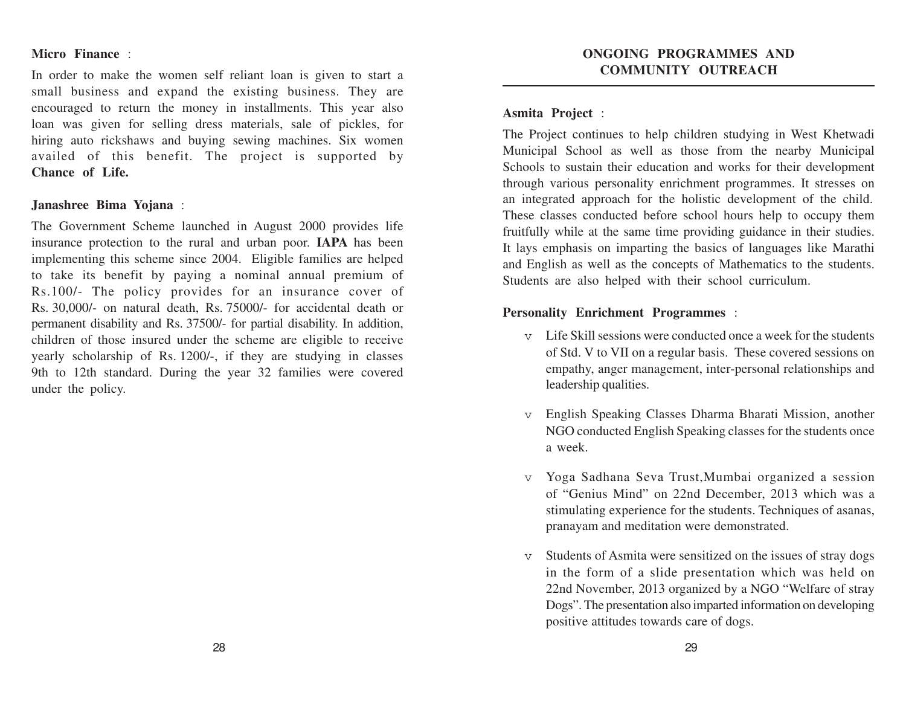**Micro Finance** :

In order to make the women self reliant loan is given to start a small business and expand the existing business. They are encouraged to return the money in installments. This year also loan was given for selling dress materials, sale of pickles, for hiring auto rickshaws and buying sewing machines. Six women availed of this benefit. The project is supported by **Chance of Life.**

**Janashree Bima Yojana** :

The Government Scheme launched in August 2000 provides life insurance protection to the rural and urban poor. **IAPA** has been implementing this scheme since 2004. Eligible families are helped to take its benefit by paying a nominal annual premium of Rs.100/- The policy provides for an insurance cover of Rs. 30,000/- on natural death, Rs. 75000/- for accidental death or permanent disability and Rs. 37500/- for partial disability. In addition, children of those insured under the scheme are eligible to receive yearly scholarship of Rs. 1200/-, if they are studying in classes 9th to 12th standard. During the year 32 families were covered under the policy.

## ONGOING PROGRAMMES AND COMMUNITY OUTREACH

**Asmita Project** :

The Project continues to help children studying in West Khetwadi Municipal School as well as those from the nearby Municipal Schools to sustain their education and works for their development through various personality enrichment programmes. It stresses on an integrated approach for the holistic development of the child. These classes conducted before school hours help to occupy them fruitfully while at the same time providing guidance in their studies. It lays emphasis on imparting the basics of languages like Marathi and English as well as the concepts of Mathematics to the students. Students are also helped with their school curriculum.

**Personality Enrichment Programmes** :

- Life Skill sessions were conducted once a week for the students of Std. V to VII on a regular basis. These covered sessions on empathy, anger management, inter-personal relationships and leadership qualities.
- English Speaking Classes Dharma Bharati Mission, another NGO conducted English Speaking classes for the students once a week.
- Yoga Sadhana Seva Trust,Mumbai organized a session of "Genius Mind" on 22nd December, 2013 which was a stimulating experience for the students. Techniques of asanas, pranayam and meditation were demonstrated.
- Students of Asmita were sensitized on the issues of stray dogs in the form of a slide presentation which was held on 22nd November, 2013 organized by a NGO "Welfare of stray Dogs". The presentation also imparted information on developing positive attitudes towards care of dogs.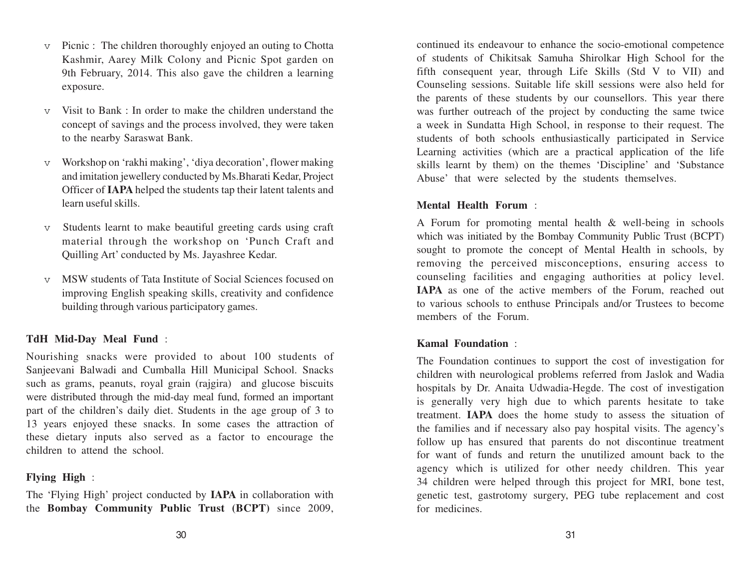- Picnic : The children thoroughly enjoyed an outing to Chotta Kashmir, Aarey Milk Colony and Picnic Spot garden on 9th February, 2014. This also gave the children a learning exposure.
- Visit to Bank : In order to make the children understand the concept of savings and the process involved, they were taken to the nearby Saraswat Bank.
- Workshop on 'rakhi making', 'diya decoration', flower making and imitation jewellery conducted by Ms.Bharati Kedar, Project Officer of **IAPA** helped the students tap their latent talents and learn useful skills.
- Students learnt to make beautiful greeting cards using craft material through the workshop on 'Punch Craft and Quilling Art' conducted by Ms. Jayashree Kedar.
- MSW students of Tata Institute of Social Sciences focused on improving English speaking skills, creativity and confidence building through various participatory games.

**TdH Mid-Day Meal Fund** :

Nourishing snacks were provided to about 100 students of Sanjeevani Balwadi and Cumballa Hill Municipal School. Snacks such as grams, peanuts, royal grain (rajgira) and glucose biscuits were distributed through the mid-day meal fund, formed an important part of the children's daily diet. Students in the age group of 3 to 13 years enjoyed these snacks. In some cases the attraction of these dietary inputs also served as a factor to encourage the children to attend the school.

**Flying High** :

The 'Flying High' project conducted by **IAPA** in collaboration with the **Bombay Community Public Trust (BCPT)** since 2009, continued its endeavour to enhance the socio-emotional competence of students of Chikitsak Samuha Shirolkar High School for the fifth consequent year, through Life Skills (Std V to VII) and Counseling sessions. Suitable life skill sessions were also held for the parents of these students by our counsellors. This year there was further outreach of the project by conducting the same twice a week in Sundatta High School, in response to their request. The students of both schools enthusiastically participated in Service Learning activities (which are a practical application of the life skills learnt by them) on the themes 'Discipline' and 'Substance Abuse' that were selected by the students themselves.

**Mental Health Forum** :

A Forum for promoting mental health & well-being in schools which was initiated by the Bombay Community Public Trust (BCPT) sought to promote the concept of Mental Health in schools, by removing the perceived misconceptions, ensuring access to counseling facilities and engaging authorities at policy level. **IAPA** as one of the active members of the Forum, reached out to various schools to enthuse Principals and/or Trustees to become members of the Forum.

**Kamal Foundation** :

The Foundation continues to support the cost of investigation for children with neurological problems referred from Jaslok and Wadia hospitals by Dr. Anaita Udwadia-Hegde. The cost of investigation is generally very high due to which parents hesitate to take treatment. **IAPA** does the home study to assess the situation of the families and if necessary also pay hospital visits. The agency's follow up has ensured that parents do not discontinue treatment for want of funds and return the unutilized amount back to the agency which is utilized for other needy children. This year 34 children were helped through this project for MRI, bone test, genetic test, gastrotomy surgery, PEG tube replacement and cost for medicines.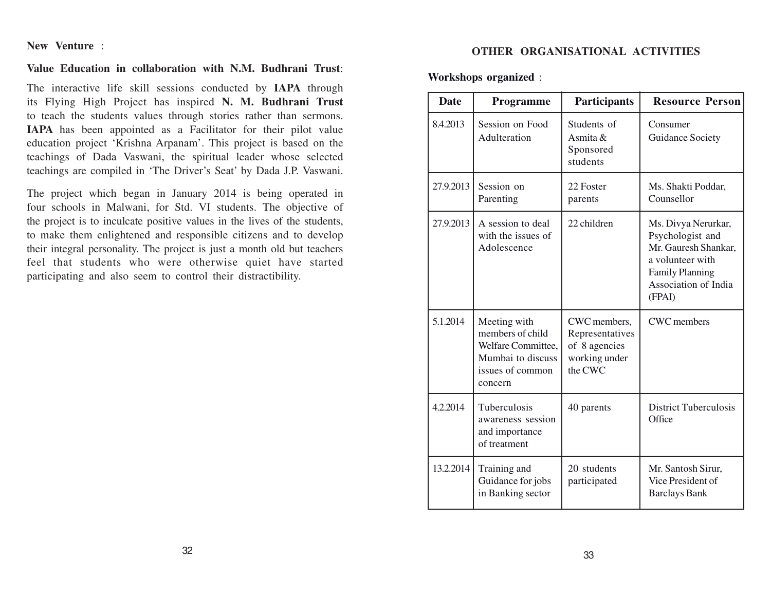**New Venture** :

**Value Education in collaboration with N.M. Budhrani Trust**:

The interactive life skill sessions conducted by **IAPA** through its Flying High Project has inspired **N. M. Budhrani Trust** to teach the students values through stories rather than sermons. **IAPA** has been appointed as a Facilitator for their pilot value education project 'Krishna Arpanam'. This project is based on the teachings of Dada Vaswani, the spiritual leader whose selected teachings are compiled in 'The Driver's Seat' by Dada J.P. Vaswani.

The project which began in January 2014 is being operated in four schools in Malwani, for Std. VI students. The objective of the project is to inculcate positive values in the lives of the students, to make them enlightened and responsible citizens and to develop their integral personality. The project is just a month old but teachers feel that students who were otherwise quiet have started participating and also seem to control their distractibility.

## OTHER ORGANISATIONAL ACTIVITIES

**Workshops organized** :

| Date | Programme | Participants | Resource Person |
|---|---|---|---|
| 8.4.2013 | Session on Food Adulteration | Students of Asmita & Sponsored students | Consumer Guidance Society |
| 27.9.2013 | Session on Parenting | 22 Foster parents | Ms. Shakti Poddar, Counsellor |
| 27.9.2013 | A session to deal with the issues of Adolescence | 22 children | Ms. Divya Nerurkar, Psychologist and Mr. Gauresh Shankar, a volunteer with Family Planning Association of India (FPAI) |
| 5.1.2014 | Meeting with members of child Welfare Committee, Mumbai to discuss issues of common concern | CWC members, Representatives of 8 agencies working under the CWC | CWC members |
| 4.2.2014 | Tuberculosis awareness session and importance of treatment | 40 parents | District Tuberculosis Office |
| 13.2.2014 | Training and Guidance for jobs in Banking sector | 20 students participated | Mr. Santosh Sirur, Vice President of Barclays Bank |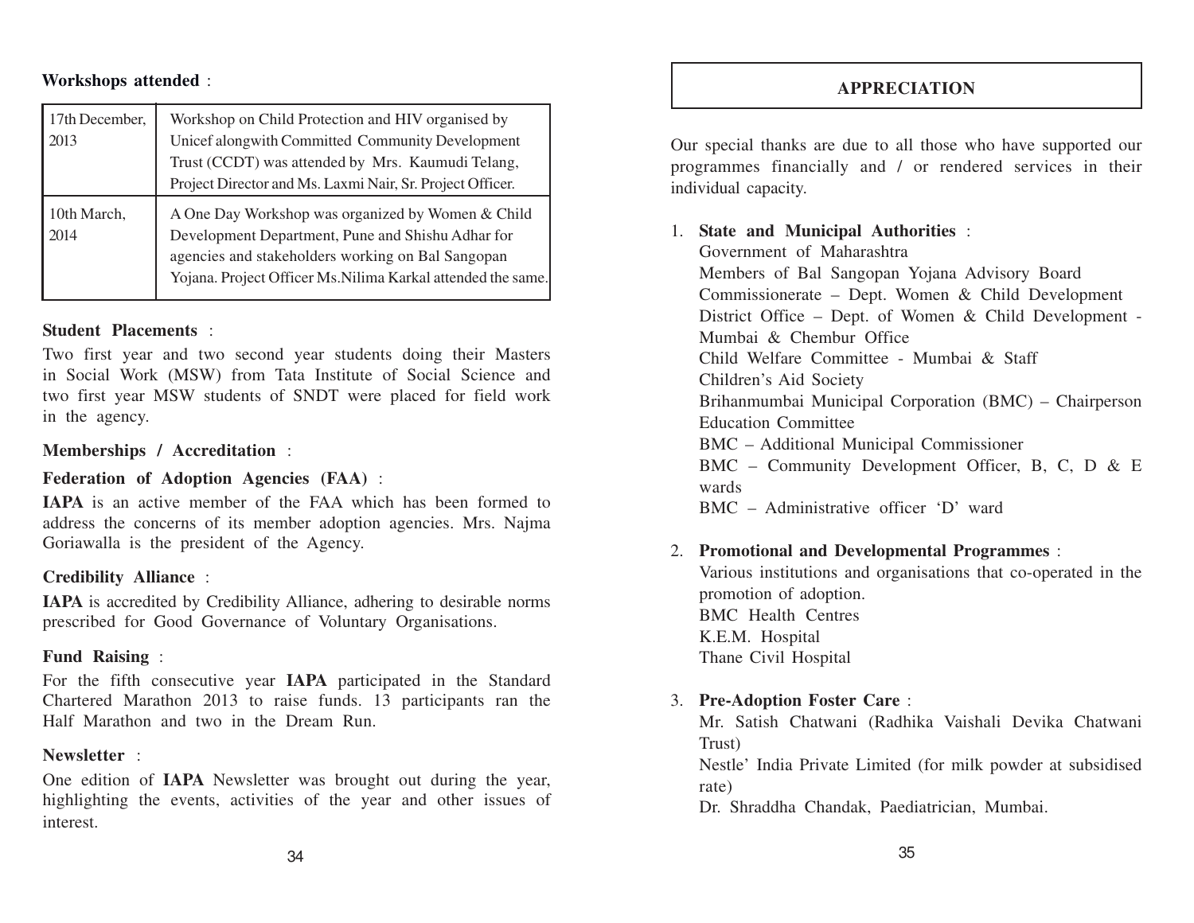**Workshops attended** :

| | |
|---|---|
| 17th December, 2013 | Workshop on Child Protection and HIV organised by Unicef alongwith Committed Community Development Trust (CCDT) was attended by Mrs. Kaumudi Telang, Project Director and Ms. Laxmi Nair, Sr. Project Officer. |
| 10th March, 2014 | A One Day Workshop was organized by Women & Child Development Department, Pune and Shishu Adhar for agencies and stakeholders working on Bal Sangopan Yojana. Project Officer Ms.Nilima Karkal attended the same. |

**Student Placements** :

Two first year and two second year students doing their Masters in Social Work (MSW) from Tata Institute of Social Science and two first year MSW students of SNDT were placed for field work in the agency.

**Memberships / Accreditation** :

**Federation of Adoption Agencies (FAA)** :

**IAPA** is an active member of the FAA which has been formed to address the concerns of its member adoption agencies. Mrs. Najma Goriawalla is the president of the Agency.

**Credibility Alliance** :

**IAPA** is accredited by Credibility Alliance, adhering to desirable norms prescribed for Good Governance of Voluntary Organisations.

**Fund Raising** :

For the fifth consecutive year **IAPA** participated in the Standard Chartered Marathon 2013 to raise funds. 13 participants ran the Half Marathon and two in the Dream Run.

**Newsletter** :

One edition of **IAPA** Newsletter was brought out during the year, highlighting the events, activities of the year and other issues of interest.

## APPRECIATION

Our special thanks are due to all those who have supported our programmes financially and / or rendered services in their individual capacity.

1. **State and Municipal Authorities** :
   Government of Maharashtra
   Members of Bal Sangopan Yojana Advisory Board
   Commissionerate – Dept. Women & Child Development
   District Office – Dept. of Women & Child Development - Mumbai & Chembur Office
   Child Welfare Committee - Mumbai & Staff
   Children's Aid Society
   Brihanmumbai Municipal Corporation (BMC) – Chairperson Education Committee
   BMC – Additional Municipal Commissioner
   BMC – Community Development Officer, B, C, D & E wards
   BMC – Administrative officer 'D' ward

2. **Promotional and Developmental Programmes** :
   Various institutions and organisations that co-operated in the promotion of adoption.
   BMC Health Centres
   K.E.M. Hospital
   Thane Civil Hospital

3. **Pre-Adoption Foster Care** :
   Mr. Satish Chatwani (Radhika Vaishali Devika Chatwani Trust)
   Nestle' India Private Limited (for milk powder at subsidised rate)
   Dr. Shraddha Chandak, Paediatrician, Mumbai.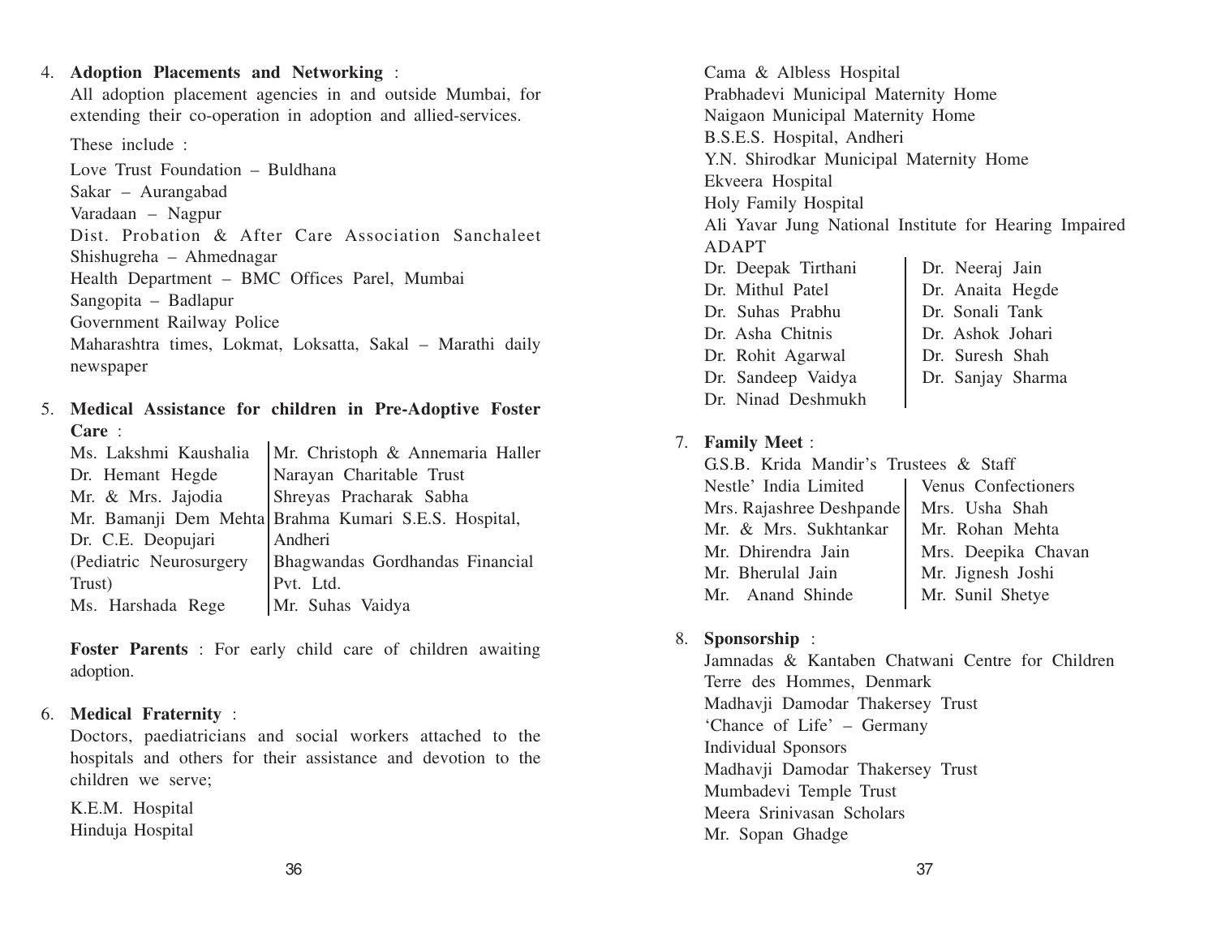4. **Adoption Placements and Networking** :
   All adoption placement agencies in and outside Mumbai, for extending their co-operation in adoption and allied-services.

   These include :

   Love Trust Foundation – Buldhana
   Sakar – Aurangabad
   Varadaan – Nagpur
   Dist. Probation & After Care Association Sanchaleet Shishugreha – Ahmednagar
   Health Department – BMC Offices Parel, Mumbai
   Sangopita – Badlapur
   Government Railway Police
   Maharashtra times, Lokmat, Loksatta, Sakal – Marathi daily newspaper

5. **Medical Assistance for children in Pre-Adoptive Foster Care** :

| | |
|---|---|
| Ms. Lakshmi Kaushalia | Mr. Christoph & Annemaria Haller |
| Dr. Hemant Hegde | Narayan Charitable Trust |
| Mr. & Mrs. Jajodia | Shreyas Pracharak Sabha |
| Mr. Bamanji Dem Mehta | Brahma Kumari S.E.S. Hospital, Andheri |
| Dr. C.E. Deopujari (Pediatric Neurosurgery Trust) | Bhagwandas Gordhandas Financial Pvt. Ltd. |
| Ms. Harshada Rege | Mr. Suhas Vaidya |

   **Foster Parents** : For early child care of children awaiting adoption.

6. **Medical Fraternity** :
   Doctors, paediatricians and social workers attached to the hospitals and others for their assistance and devotion to the children we serve;

   K.E.M. Hospital
   Hinduja Hospital
   Cama & Albless Hospital
   Prabhadevi Municipal Maternity Home
   Naigaon Municipal Maternity Home
   B.S.E.S. Hospital, Andheri
   Y.N. Shirodkar Municipal Maternity Home
   Ekveera Hospital
   Holy Family Hospital
   Ali Yavar Jung National Institute for Hearing Impaired
   ADAPT

| | |
|---|---|
| Dr. Deepak Tirthani | Dr. Neeraj Jain |
| Dr. Mithul Patel | Dr. Anaita Hegde |
| Dr. Suhas Prabhu | Dr. Sonali Tank |
| Dr. Asha Chitnis | Dr. Ashok Johari |
| Dr. Rohit Agarwal | Dr. Suresh Shah |
| Dr. Sandeep Vaidya | Dr. Sanjay Sharma |
| Dr. Ninad Deshmukh | |

7. **Family Meet** :
   G.S.B. Krida Mandir's Trustees & Staff

| | |
|---|---|
| Nestle' India Limited | Venus Confectioners |
| Mrs. Rajashree Deshpande | Mrs. Usha Shah |
| Mr. & Mrs. Sukhtankar | Mr. Rohan Mehta |
| Mr. Dhirendra Jain | Mrs. Deepika Chavan |
| Mr. Bherulal Jain | Mr. Jignesh Joshi |
| Mr. Anand Shinde | Mr. Sunil Shetye |

8. **Sponsorship** :
   Jamnadas & Kantaben Chatwani Centre for Children
   Terre des Hommes, Denmark
   Madhavji Damodar Thakersey Trust
   'Chance of Life' – Germany
   Individual Sponsors
   Madhavji Damodar Thakersey Trust
   Mumbadevi Temple Trust
   Meera Srinivasan Scholars
   Mr. Sopan Ghadge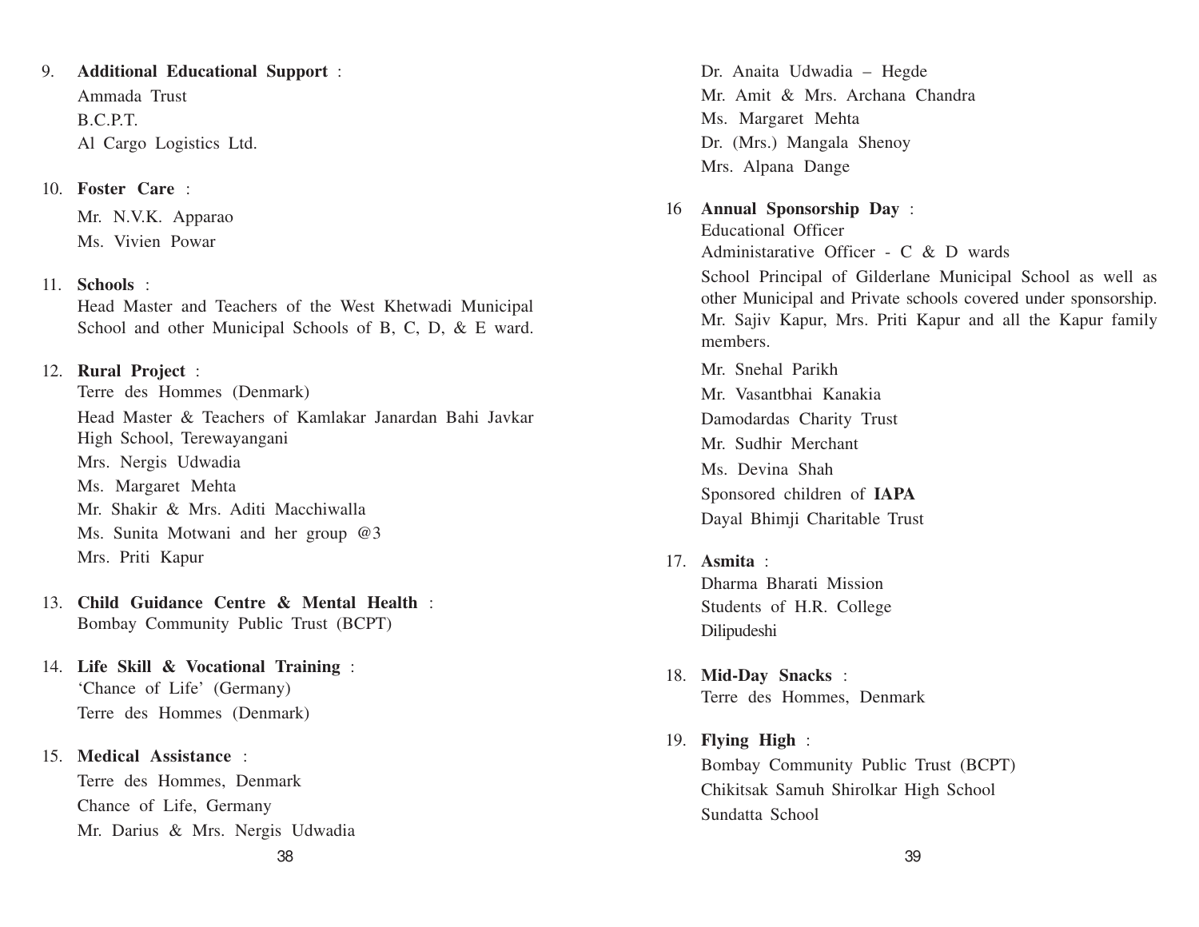9. **Additional Educational Support** :

   Ammada Trust

   B.C.P.T.

   Al Cargo Logistics Ltd.

10. **Foster Care** :

    Mr. N.V.K. Apparao

    Ms. Vivien Powar

11. **Schools** :

    Head Master and Teachers of the West Khetwadi Municipal School and other Municipal Schools of B, C, D, & E ward.

12. **Rural Project** :

    Terre des Hommes (Denmark)

    Head Master & Teachers of Kamlakar Janardan Bahi Javkar High School, Terewayangani

    Mrs. Nergis Udwadia

    Ms. Margaret Mehta

    Mr. Shakir & Mrs. Aditi Macchiwalla

    Ms. Sunita Motwani and her group @3

    Mrs. Priti Kapur

13. **Child Guidance Centre & Mental Health** :

    Bombay Community Public Trust (BCPT)

14. **Life Skill & Vocational Training** :

    'Chance of Life' (Germany)

    Terre des Hommes (Denmark)

15. **Medical Assistance** :

    Terre des Hommes, Denmark

    Chance of Life, Germany

    Mr. Darius & Mrs. Nergis Udwadia

    Dr. Anaita Udwadia – Hegde

    Mr. Amit & Mrs. Archana Chandra

    Ms. Margaret Mehta

    Dr. (Mrs.) Mangala Shenoy

    Mrs. Alpana Dange

16 **Annual Sponsorship Day** :

   Educational Officer

   Administarative Officer - C & D wards

   School Principal of Gilderlane Municipal School as well as other Municipal and Private schools covered under sponsorship. Mr. Sajiv Kapur, Mrs. Priti Kapur and all the Kapur family members.

   Mr. Snehal Parikh

   Mr. Vasantbhai Kanakia

   Damodardas Charity Trust

   Mr. Sudhir Merchant

   Ms. Devina Shah

   Sponsored children of **IAPA**

   Dayal Bhimji Charitable Trust

17. **Asmita** :

    Dharma Bharati Mission

    Students of H.R. College

    Dilipudeshi

18. **Mid-Day Snacks** :

    Terre des Hommes, Denmark

19. **Flying High** :

    Bombay Community Public Trust (BCPT)

    Chikitsak Samuh Shirolkar High School

    Sundatta School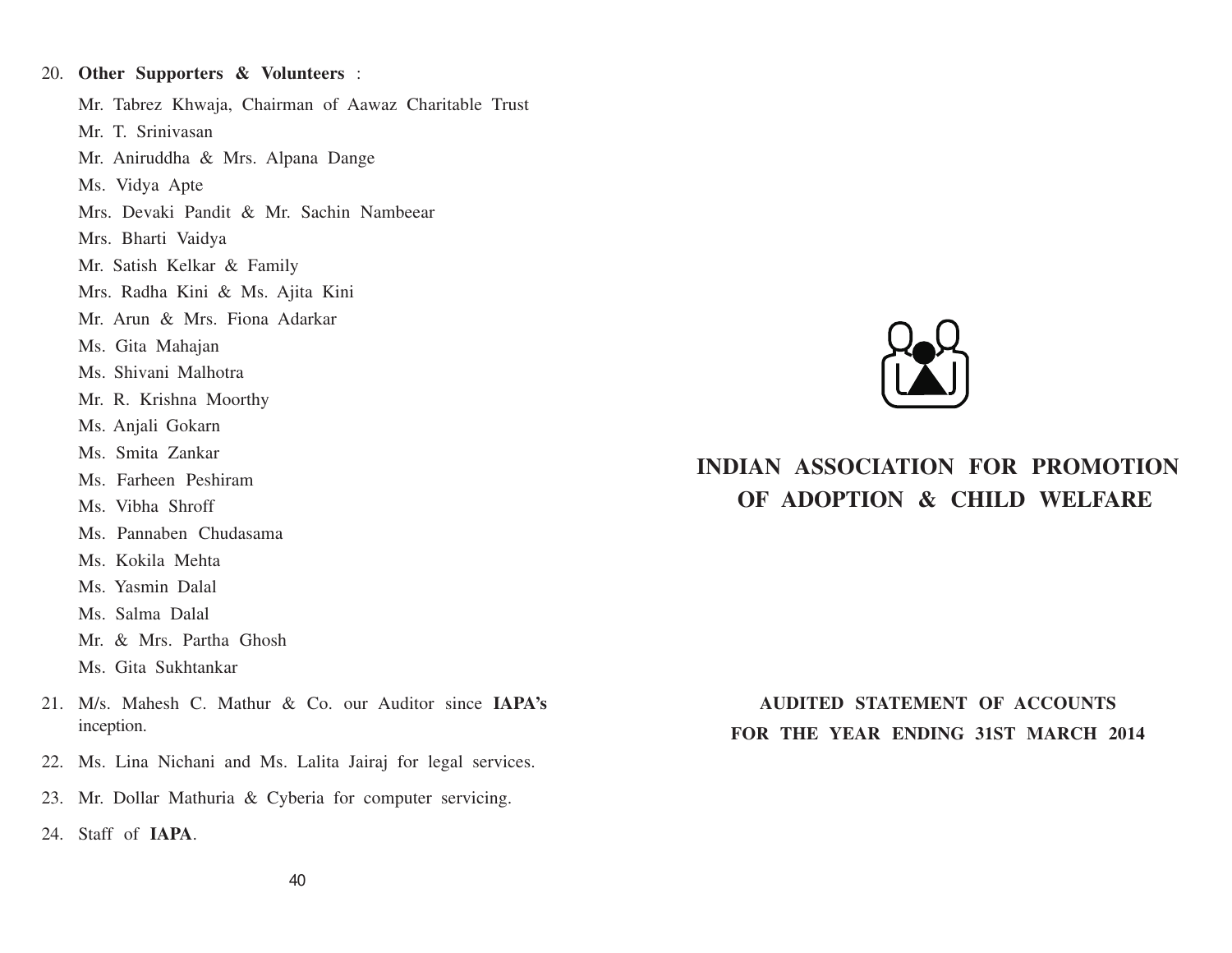20. **Other Supporters & Volunteers** :

    Mr. Tabrez Khwaja, Chairman of Aawaz Charitable Trust
    Mr. T. Srinivasan
    Mr. Aniruddha & Mrs. Alpana Dange
    Ms. Vidya Apte
    Mrs. Devaki Pandit & Mr. Sachin Nambeear
    Mrs. Bharti Vaidya
    Mr. Satish Kelkar & Family
    Mrs. Radha Kini & Ms. Ajita Kini
    Mr. Arun & Mrs. Fiona Adarkar
    Ms. Gita Mahajan
    Ms. Shivani Malhotra
    Mr. R. Krishna Moorthy
    Ms. Anjali Gokarn
    Ms. Smita Zankar
    Ms. Farheen Peshiram
    Ms. Vibha Shroff
    Ms. Pannaben Chudasama
    Ms. Kokila Mehta
    Ms. Yasmin Dalal
    Ms. Salma Dalal
    Mr. & Mrs. Partha Ghosh
    Ms. Gita Sukhtankar

21. M/s. Mahesh C. Mathur & Co. our Auditor since **IAPA's** inception.

22. Ms. Lina Nichani and Ms. Lalita Jairaj for legal services.

23. Mr. Dollar Mathuria & Cyberia for computer servicing.

24. Staff of **IAPA**.

# INDIAN ASSOCIATION FOR PROMOTION OF ADOPTION & CHILD WELFARE

## AUDITED STATEMENT OF ACCOUNTS FOR THE YEAR ENDING 31ST MARCH 2014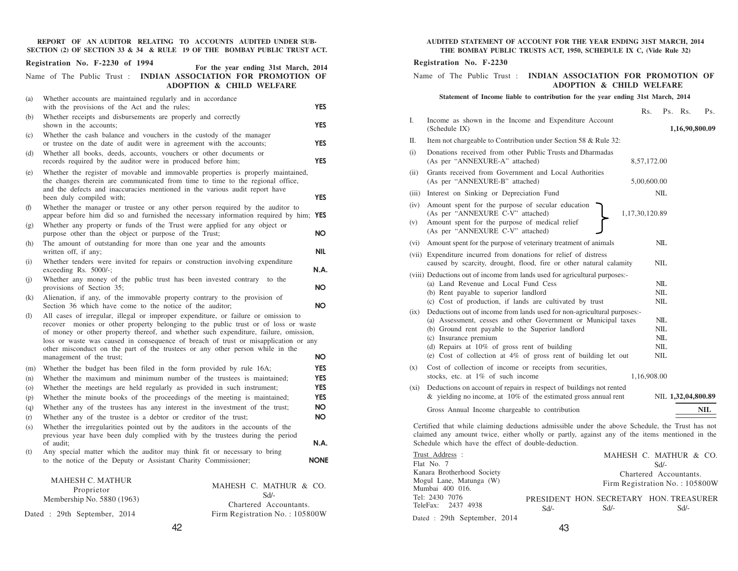**REPORT OF AN AUDITOR RELATING TO ACCOUNTS AUDITED UNDER SUB-SECTION (2) OF SECTION 33 & 34 & RULE 19 OF THE BOMBAY PUBLIC TRUST ACT.**

**Registration No. F-2230 of 1994** **For the year ending 31st March, 2014**

Name of The Public Trust : **INDIAN ASSOCIATION FOR PROMOTION OF ADOPTION & CHILD WELFARE**

| | | |
|---|---|---|
| (a) | Whether accounts are maintained regularly and in accordance with the provisions of the Act and the rules; | YES |
| (b) | Whether receipts and disbursements are properly and correctly shown in the accounts; | YES |
| (c) | Whether the cash balance and vouchers in the custody of the manager or trustee on the date of audit were in agreement with the accounts; | YES |
| (d) | Whether all books, deeds, accounts, vouchers or other documents or records required by the auditor were in produced before him; | YES |
| (e) | Whether the register of movable and immovable properties is properly maintained, the changes therein are communicated from time to time to the regional office, and the defects and inaccuracies mentioned in the various audit report have been duly compiled with; | YES |
| (f) | Whether the manager or trustee or any other person required by the auditor to appear before him did so and furnished the necessary information required by him; | YES |
| (g) | Whether any property or funds of the Trust were applied for any object or purpose other than the object or purpose of the Trust; | NO |
| (h) | The amount of outstanding for more than one year and the amounts written off, if any; | NIL |
| (i) | Whether tenders were invited for repairs or construction involving expenditure exceeding Rs. 5000/-; | N.A. |
| (j) | Whether any money of the public trust has been invested contrary to the provisions of Section 35; | NO |
| (k) | Alienation, if any, of the immovable property contrary to the provision of Section 36 which have come to the notice of the auditor; | NO |
| (l) | All cases of irregular, illegal or improper expenditure, or failure or omission to recover monies or other property belonging to the public trust or of loss or waste of money or other property thereof, and whether such expenditure, failure, omission, loss or waste was caused in consequence of breach of trust or misapplication or any other misconduct on the part of the trustees or any other person while in the management of the trust; | NO |
| (m) | Whether the budget has been filed in the form provided by rule 16A; | YES |
| (n) | Whether the maximum and minimum number of the trustees is maintained; | YES |
| (o) | Whether the meetings are held regularly as provided in such instrument; | YES |
| (p) | Whether the minute books of the proceedings of the meeting is maintained; | YES |
| (q) | Whether any of the trustees has any interest in the investment of the trust; | NO |
| (r) | Whether any of the trustee is a debtor or creditor of the trust; | NO |
| (s) | Whether the irregularities pointed out by the auditors in the accounts of the previous year have been duly complied with by the trustees during the period of audit; | N.A. |
| (t) | Any special matter which the auditor may think fit or necessary to bring to the notice of the Deputy or Assistant Charity Commissioner; | NONE |

MAHESH C. MATHUR
Proprietor
Membership No. 5880 (1963)

MAHESH C. MATHUR & CO.
Sd/-
Chartered Accountants.
Firm Registration No. : 105800W

Dated : 29th September, 2014

**AUDITED STATEMENT OF ACCOUNT FOR THE YEAR ENDING 31ST MARCH, 2014 THE BOMBAY PUBLIC TRUSTS ACT, 1950, SCHEDULE IX C, (Vide Rule 32)**

**Registration No. F-2230**

Name of The Public Trust : **INDIAN ASSOCIATION FOR PROMOTION OF ADOPTION & CHILD WELFARE**

**Statement of Income liable to contribution for the year ending 31st March, 2014**

| | | Rs. Ps. | Rs. Ps. |
|---|---|---|---|
| I. | Income as shown in the Income and Expenditure Account (Schedule IX) | | **1,16,90,800.09** |
| II. | Item not chargeable to Contribution under Section 58 & Rule 32: | | |
| (i) | Donations received from other Public Trusts and Dharmadas (As per "ANNEXURE-A" attached) | 8,57,172.00 | |
| (ii) | Grants received from Government and Local Authorities (As per "ANNEXURE-B" attached) | 5,00,600.00 | |
| (iii) | Interest on Sinking or Depreciation Fund | NIL | |
| (iv) | Amount spent for the purpose of secular education (As per "ANNEXURE C-V" attached) | 1,17,30,120.89 | |
| (v) | Amount spent for the purpose of medical relief (As per "ANNEXURE C-V" attached) | | |
| (vi) | Amount spent for the purpose of veterinary treatment of animals | NIL | |
| (vii) | Expenditure incurred from donations for relief of distress caused by scarcity, drought, flood, fire or other natural calamity | NIL | |
| (viii) | Deductions out of income from lands used for agricultural purposes:- | | |
| | (a) Land Revenue and Local Fund Cess | NIL | |
| | (b) Rent payable to superior landlord | NIL | |
| | (c) Cost of production, if lands are cultivated by trust | NIL | |
| (ix) | Deductions out of income from lands used for non-agricultural purposes:- | | |
| | (a) Assessment, cesses and other Government or Municipal taxes | NIL | |
| | (b) Ground rent payable to the Superior landlord | NIL | |
| | (c) Insurance premium | NIL | |
| | (d) Repairs at 10% of gross rent of building | NIL | |
| | (e) Cost of collection at 4% of gross rent of building let out | NIL | |
| (x) | Cost of collection of income or receipts from securities, stocks, etc. at 1% of such income | 1,16,908.00 | |
| (xi) | Deductions on account of repairs in respect of buildings not rented & yielding no income, at 10% of the estimated gross annual rent | NIL | **1,32,04,800.89** |
| | Gross Annual Income chargeable to contribution | | **NIL** |

Certified that while claiming deductions admissible under the above Schedule, the Trust has not claimed any amount twice, either wholly or partly, against any of the items mentioned in the Schedule which have the effect of double-deduction.

Trust Address :
Flat No. 7
Kanara Brotherhood Society
Mogul Lane, Matunga (W)
Mumbai 400 016.
Tel: 2430 7076
TeleFax: 2437 4938

MAHESH C. MATHUR & CO.
Sd/-
Chartered Accountants.
Firm Registration No. : 105800W

| PRESIDENT | HON. SECRETARY | HON. TREASURER |
|---|---|---|
| Sd/- | Sd/- | Sd/- |

Dated : 29th September, 2014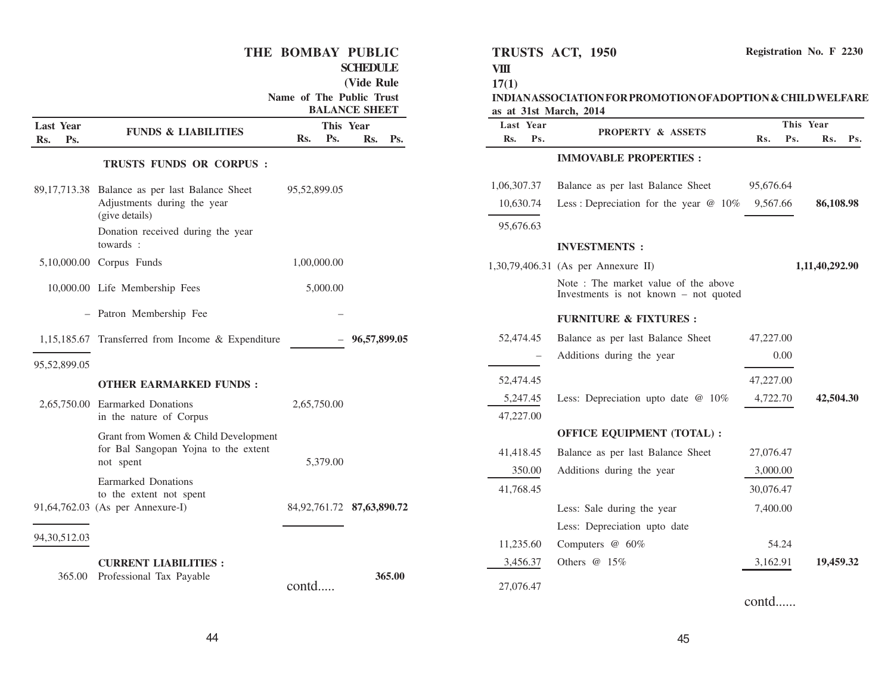# THE BOMBAY PUBLIC TRUSTS ACT, 1950

**Registration No. F 2230**

**SCHEDULE VIII**

**(Vide Rule 17(1)**

**Name of The Public Trust INDIAN ASSOCIATION FOR PROMOTION OF ADOPTION & CHILD WELFARE**

**BALANCE SHEET as at 31st March, 2014**

| Last Year Rs. Ps. | FUNDS & LIABILITIES | This Year Rs. Ps. | This Year Rs. Ps. |
|---|---|---|---|
| | **TRUSTS FUNDS OR CORPUS :** | | |
| 89,17,713.38 | Balance as per last Balance Sheet | 95,52,899.05 | |
| | Adjustments during the year (give details) | | |
| | Donation received during the year towards : | | |
| 5,10,000.00 | Corpus Funds | 1,00,000.00 | |
| 10,000.00 | Life Membership Fees | 5,000.00 | |
| – | Patron Membership Fee | – | |
| 1,15,185.67 | Transferred from Income & Expenditure | – | **96,57,899.05** |
| 95,52,899.05 | | | |
| | **OTHER EARMARKED FUNDS :** | | |
| 2,65,750.00 | Earmarked Donations in the nature of Corpus | 2,65,750.00 | |
| | Grant from Women & Child Development for Bal Sangopan Yojna to the extent not spent | 5,379.00 | |
| | Earmarked Donations to the extent not spent | | |
| 91,64,762.03 | (As per Annexure-I) | 84,92,761.72 | **87,63,890.72** |
| 94,30,512.03 | | | |
| | **CURRENT LIABILITIES :** | | |
| 365.00 | Professional Tax Payable | | **365.00** |

contd.....

| Last Year Rs. Ps. | PROPERTY & ASSETS | This Year Rs. Ps. | This Year Rs. Ps. |
|---|---|---|---|
| | **IMMOVABLE PROPERTIES :** | | |
| 1,06,307.37 | Balance as per last Balance Sheet | 95,676.64 | |
| 10,630.74 | Less : Depreciation for the year @ 10% | 9,567.66 | **86,108.98** |
| 95,676.63 | | | |
| | **INVESTMENTS :** | | |
| 1,30,79,406.31 | (As per Annexure II) | | **1,11,40,292.90** |
| | Note : The market value of the above Investments is not known – not quoted | | |
| | **FURNITURE & FIXTURES :** | | |
| 52,474.45 | Balance as per last Balance Sheet | 47,227.00 | |
| – | Additions during the year | 0.00 | |
| 52,474.45 | | 47,227.00 | |
| 5,247.45 | Less: Depreciation upto date @ 10% | 4,722.70 | **42,504.30** |
| 47,227.00 | | | |
| | **OFFICE EQUIPMENT (TOTAL) :** | | |
| 41,418.45 | Balance as per last Balance Sheet | 27,076.47 | |
| 350.00 | Additions during the year | 3,000.00 | |
| 41,768.45 | | 30,076.47 | |
| | Less: Sale during the year | 7,400.00 | |
| | Less: Depreciation upto date | | |
| 11,235.60 | Computers @ 60% | 54.24 | |
| 3,456.37 | Others @ 15% | 3,162.91 | **19,459.32** |
| 27,076.47 | | | |

contd......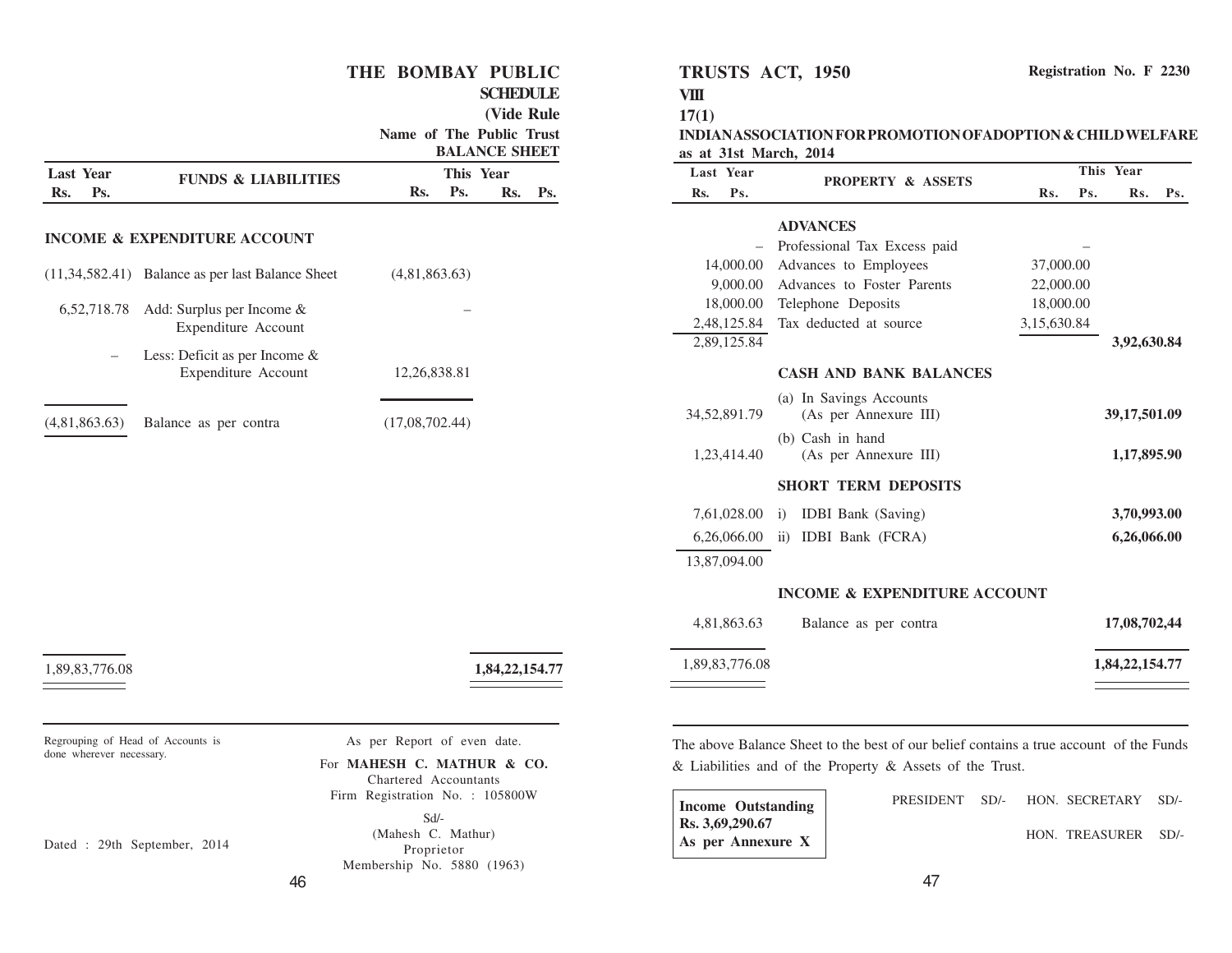# THE BOMBAY PUBLIC TRUSTS ACT, 1950

**Registration No. F 2230**

**SCHEDULE VIII**

**(Vide Rule 17(1)**

**Name of The Public Trust INDIAN ASSOCIATION FOR PROMOTION OF ADOPTION & CHILD WELFARE**

**BALANCE SHEET as at 31st March, 2014**

| Last Year Rs. Ps. | FUNDS & LIABILITIES | This Year Rs. Ps. | Rs. Ps. |
|---|---|---|---|
| | **INCOME & EXPENDITURE ACCOUNT** | | |
| (11,34,582.41) | Balance as per last Balance Sheet | (4,81,863.63) | |
| 6,52,718.78 | Add: Surplus per Income & Expenditure Account | – | |
| – | Less: Deficit as per Income & Expenditure Account | 12,26,838.81 | |
| (4,81,863.63) | Balance as per contra | (17,08,702.44) | |
| 1,89,83,776.08 | | | **1,84,22,154.77** |

| Last Year Rs. Ps. | PROPERTY & ASSETS | This Year Rs. Ps. | Rs. Ps. |
|---|---|---|---|
| | **ADVANCES** | | |
| – | Professional Tax Excess paid | – | |
| 14,000.00 | Advances to Employees | 37,000.00 | |
| 9,000.00 | Advances to Foster Parents | 22,000.00 | |
| 18,000.00 | Telephone Deposits | 18,000.00 | |
| 2,48,125.84 | Tax deducted at source | 3,15,630.84 | |
| 2,89,125.84 | | | **3,92,630.84** |
| | **CASH AND BANK BALANCES** | | |
| 34,52,891.79 | (a) In Savings Accounts (As per Annexure III) | | **39,17,501.09** |
| 1,23,414.40 | (b) Cash in hand (As per Annexure III) | | **1,17,895.90** |
| | **SHORT TERM DEPOSITS** | | |
| 7,61,028.00 | i) IDBI Bank (Saving) | | **3,70,993.00** |
| 6,26,066.00 | ii) IDBI Bank (FCRA) | | **6,26,066.00** |
| 13,87,094.00 | | | |
| | **INCOME & EXPENDITURE ACCOUNT** | | |
| 4,81,863.63 | Balance as per contra | | **17,08,702,44** |
| 1,89,83,776.08 | | | **1,84,22,154.77** |

Regrouping of Head of Accounts is done wherever necessary.

As per Report of even date.

For **MAHESH C. MATHUR & CO.**
Chartered Accountants
Firm Registration No. : 105800W

Sd/-
(Mahesh C. Mathur)
Proprietor
Membership No. 5880 (1963)

Dated : 29th September, 2014

The above Balance Sheet to the best of our belief contains a true account of the Funds & Liabilities and of the Property & Assets of the Trust.

**Income Outstanding Rs. 3,69,290.67 As per Annexure X**

PRESIDENT SD/- HON. SECRETARY SD/-

HON. TREASURER SD/-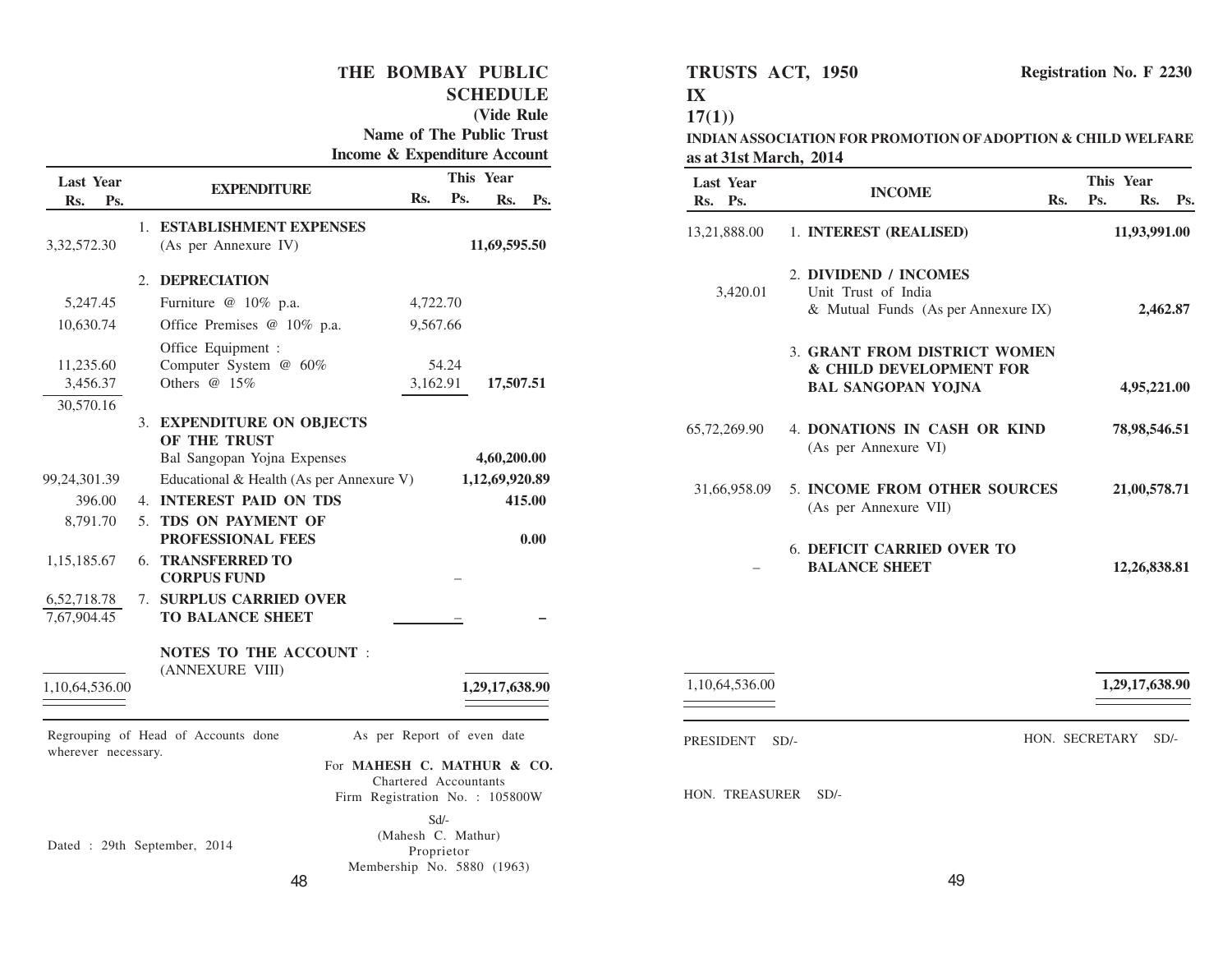# THE BOMBAY PUBLIC TRUSTS ACT, 1950

**Registration No. F 2230**

## SCHEDULE IX

**(Vide Rule 17(1))**

**Name of The Public Trust** INDIAN ASSOCIATION FOR PROMOTION OF ADOPTION & CHILD WELFARE

**Income & Expenditure Account as at 31st March, 2014**

| Last Year Rs. Ps. | EXPENDITURE | This Year Rs. Ps. | This Year Rs. Ps. |
|---|---|---|---|
| | 1. **ESTABLISHMENT EXPENSES** | | |
| 3,32,572.30 | (As per Annexure IV) | | **11,69,595.50** |
| | 2. **DEPRECIATION** | | |
| 5,247.45 | Furniture @ 10% p.a. | 4,722.70 | |
| 10,630.74 | Office Premises @ 10% p.a. | 9,567.66 | |
| | Office Equipment : | | |
| 11,235.60 | Computer System @ 60% | 54.24 | |
| 3,456.37 | Others @ 15% | 3,162.91 | **17,507.51** |
| 30,570.16 | | | |
| | 3. **EXPENDITURE ON OBJECTS OF THE TRUST** | | |
| | Bal Sangopan Yojna Expenses | | **4,60,200.00** |
| 99,24,301.39 | Educational & Health (As per Annexure V) | | **1,12,69,920.89** |
| 396.00 | 4. **INTEREST PAID ON TDS** | | **415.00** |
| 8,791.70 | 5. **TDS ON PAYMENT OF PROFESSIONAL FEES** | | **0.00** |
| 1,15,185.67 | 6. **TRANSFERRED TO CORPUS FUND** | – | |
| 6,52,718.78 | 7. **SURPLUS CARRIED OVER TO BALANCE SHEET** | – | – |
| 7,67,904.45 | | | |
| | **NOTES TO THE ACCOUNT** : (ANNEXURE VIII) | | |
| 1,10,64,536.00 | | | **1,29,17,638.90** |

| Last Year Rs. Ps. | INCOME | This Year Rs. Ps. | This Year Rs. Ps. |
|---|---|---|---|
| 13,21,888.00 | 1. **INTEREST (REALISED)** | | **11,93,991.00** |
| | 2. **DIVIDEND / INCOMES** | | |
| 3,420.01 | Unit Trust of India & Mutual Funds (As per Annexure IX) | | **2,462.87** |
| | 3. **GRANT FROM DISTRICT WOMEN & CHILD DEVELOPMENT FOR BAL SANGOPAN YOJNA** | | **4,95,221.00** |
| 65,72,269.90 | 4. **DONATIONS IN CASH OR KIND** (As per Annexure VI) | | **78,98,546.51** |
| 31,66,958.09 | 5. **INCOME FROM OTHER SOURCES** (As per Annexure VII) | | **21,00,578.71** |
| – | 6. **DEFICIT CARRIED OVER TO BALANCE SHEET** | | **12,26,838.81** |
| 1,10,64,536.00 | | | **1,29,17,638.90** |

Regrouping of Head of Accounts done wherever necessary.

As per Report of even date

For **MAHESH C. MATHUR & CO.**
Chartered Accountants
Firm Registration No. : 105800W

Sd/-
(Mahesh C. Mathur)
Proprietor
Membership No. 5880 (1963)

Dated : 29th September, 2014

PRESIDENT SD/-

HON. SECRETARY SD/-

HON. TREASURER SD/-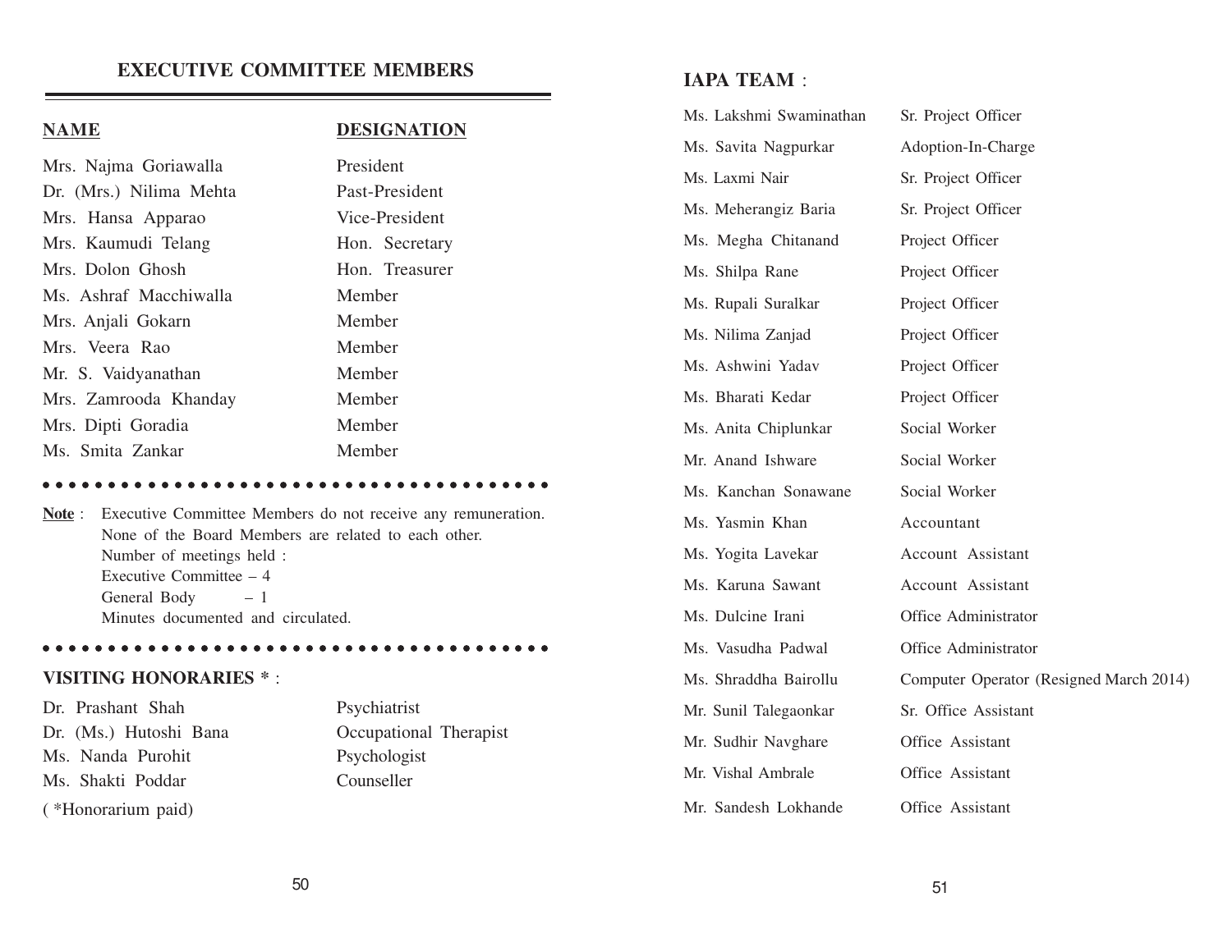## EXECUTIVE COMMITTEE MEMBERS

| NAME | DESIGNATION |
|---|---|
| Mrs. Najma Goriawalla | President |
| Dr. (Mrs.) Nilima Mehta | Past-President |
| Mrs. Hansa Apparao | Vice-President |
| Mrs. Kaumudi Telang | Hon. Secretary |
| Mrs. Dolon Ghosh | Hon. Treasurer |
| Ms. Ashraf Macchiwalla | Member |
| Mrs. Anjali Gokarn | Member |
| Mrs. Veera Rao | Member |
| Mr. S. Vaidyanathan | Member |
| Mrs. Zamrooda Khanday | Member |
| Mrs. Dipti Goradia | Member |
| Ms. Smita Zankar | Member |

**Note** : Executive Committee Members do not receive any remuneration.
None of the Board Members are related to each other.
Number of meetings held :
Executive Committee – 4
General Body – 1
Minutes documented and circulated.

### VISITING HONORARIES * :

| | |
|---|---|
| Dr. Prashant Shah | Psychiatrist |
| Dr. (Ms.) Hutoshi Bana | Occupational Therapist |
| Ms. Nanda Purohit | Psychologist |
| Ms. Shakti Poddar | Counseller |

( *Honorarium paid)

### IAPA TEAM :

| | |
|---|---|
| Ms. Lakshmi Swaminathan | Sr. Project Officer |
| Ms. Savita Nagpurkar | Adoption-In-Charge |
| Ms. Laxmi Nair | Sr. Project Officer |
| Ms. Meherangiz Baria | Sr. Project Officer |
| Ms. Megha Chitanand | Project Officer |
| Ms. Shilpa Rane | Project Officer |
| Ms. Rupali Suralkar | Project Officer |
| Ms. Nilima Zanjad | Project Officer |
| Ms. Ashwini Yadav | Project Officer |
| Ms. Bharati Kedar | Project Officer |
| Ms. Anita Chiplunkar | Social Worker |
| Mr. Anand Ishware | Social Worker |
| Ms. Kanchan Sonawane | Social Worker |
| Ms. Yasmin Khan | Accountant |
| Ms. Yogita Lavekar | Account Assistant |
| Ms. Karuna Sawant | Account Assistant |
| Ms. Dulcine Irani | Office Administrator |
| Ms. Vasudha Padwal | Office Administrator |
| Ms. Shraddha Bairollu | Computer Operator (Resigned March 2014) |
| Mr. Sunil Talegaonkar | Sr. Office Assistant |
| Mr. Sudhir Navghare | Office Assistant |
| Mr. Vishal Ambrale | Office Assistant |
| Mr. Sandesh Lokhande | Office Assistant |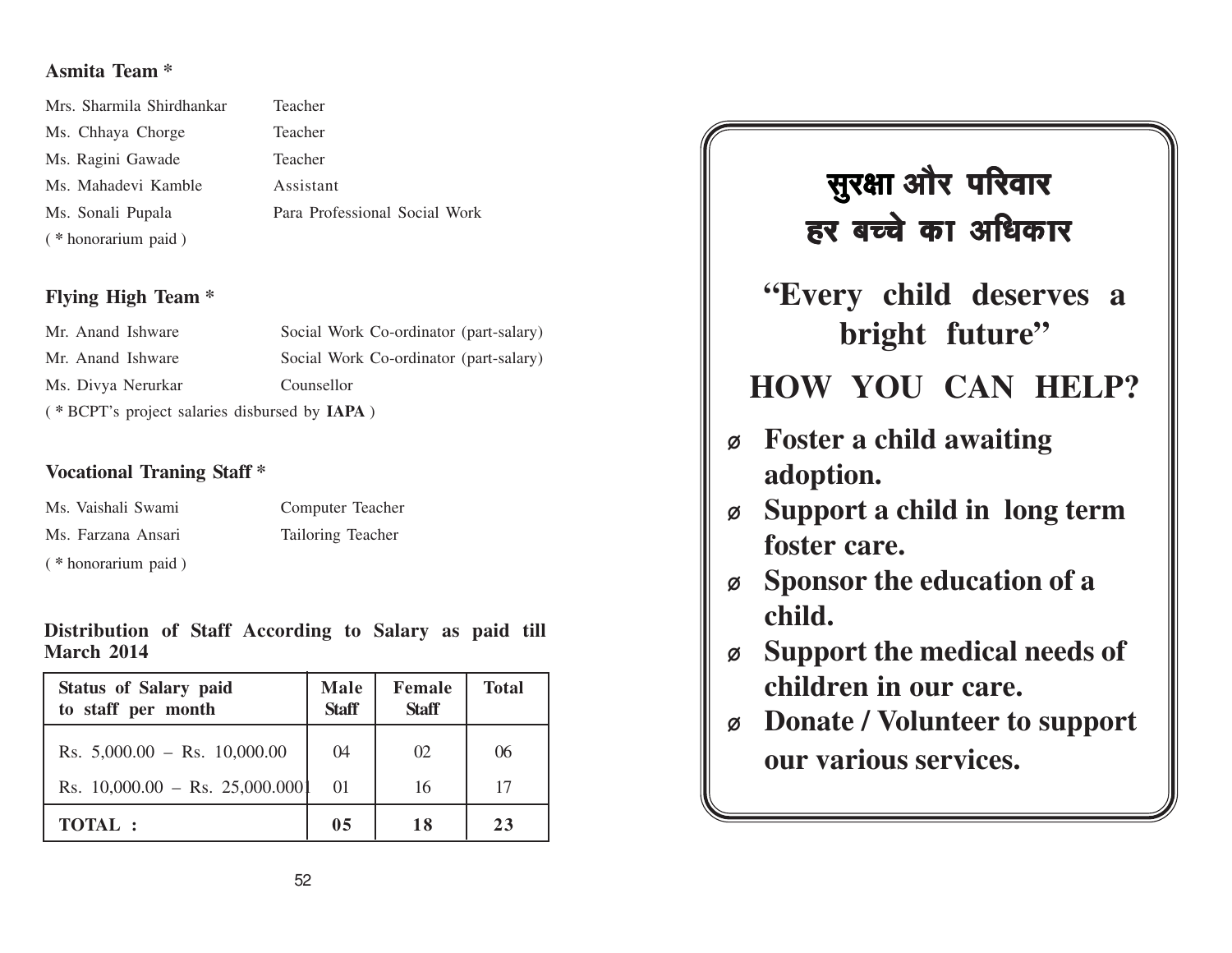### Asmita Team *

| | |
|---|---|
| Mrs. Sharmila Shirdhankar | Teacher |
| Ms. Chhaya Chorge | Teacher |
| Ms. Ragini Gawade | Teacher |
| Ms. Mahadevi Kamble | Assistant |
| Ms. Sonali Pupala | Para Professional Social Work |

( * honorarium paid )

### Flying High Team *

| | |
|---|---|
| Mr. Anand Ishware | Social Work Co-ordinator (part-salary) |
| Mr. Anand Ishware | Social Work Co-ordinator (part-salary) |
| Ms. Divya Nerurkar | Counsellor |

( * BCPT's project salaries disbursed by **IAPA** )

### Vocational Traning Staff *

| | |
|---|---|
| Ms. Vaishali Swami | Computer Teacher |
| Ms. Farzana Ansari | Tailoring Teacher |

( * honorarium paid )

### Distribution of Staff According to Salary as paid till March 2014

| Status of Salary paid to staff per month | Male Staff | Female Staff | Total |
|---|---|---|---|
| Rs. 5,000.00 – Rs. 10,000.00 | 04 | 02 | 06 |
| Rs. 10,000.00 – Rs. 25,000.000 | 01 | 16 | 17 |
| **TOTAL :** | **05** | **18** | **23** |

## सुरक्षा और परिवार
## हर बच्चे का अधिकार

## "Every child deserves a bright future"

## HOW YOU CAN HELP?

- **Foster a child awaiting adoption.**
- **Support a child in long term foster care.**
- **Sponsor the education of a child.**
- **Support the medical needs of children in our care.**
- **Donate / Volunteer to support our various services.**